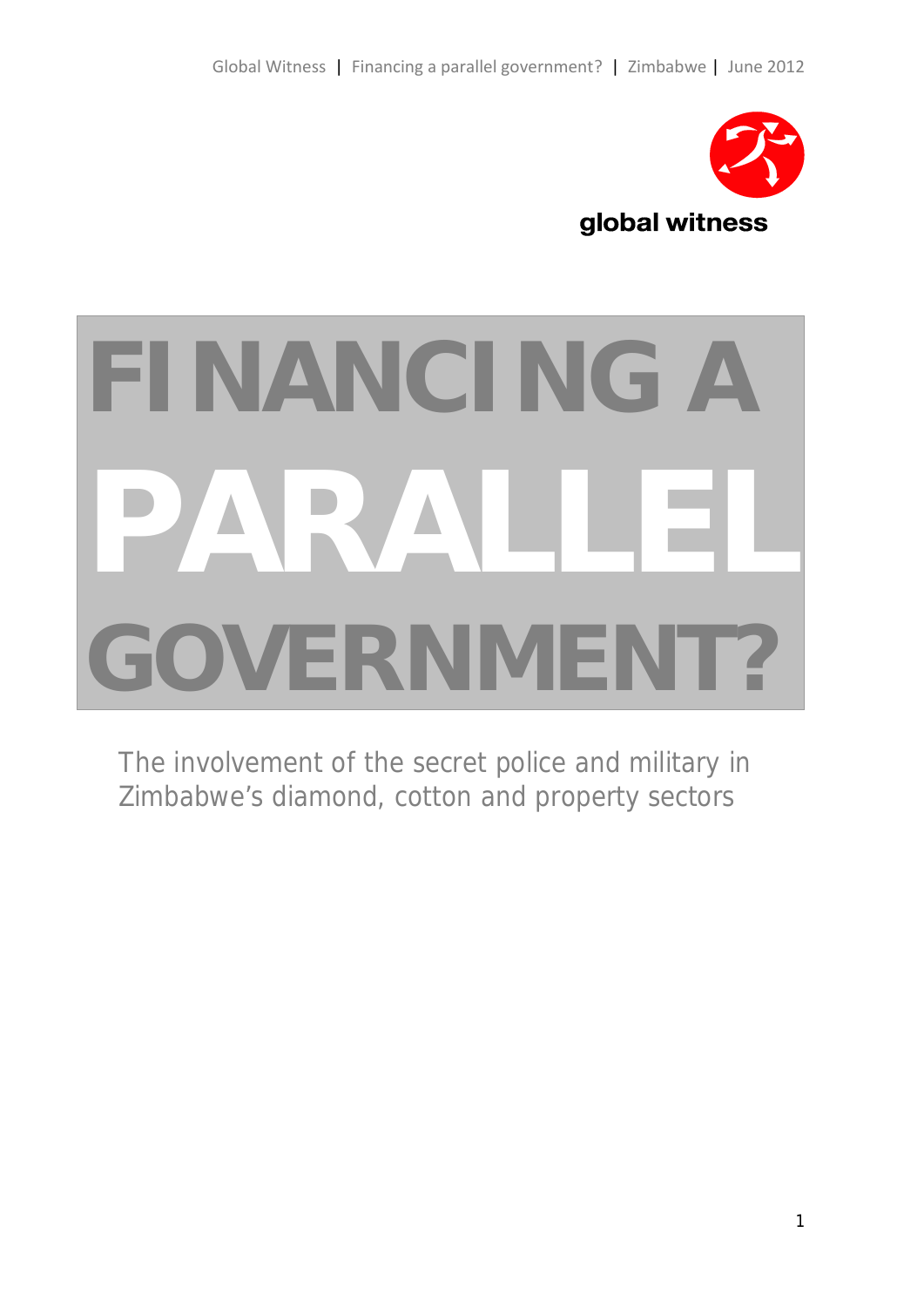# FINANCING A PARALLEL GOVERNMENT?

The involvement of the secret police and military in Zimbabwe's diamond, cotton and property sectors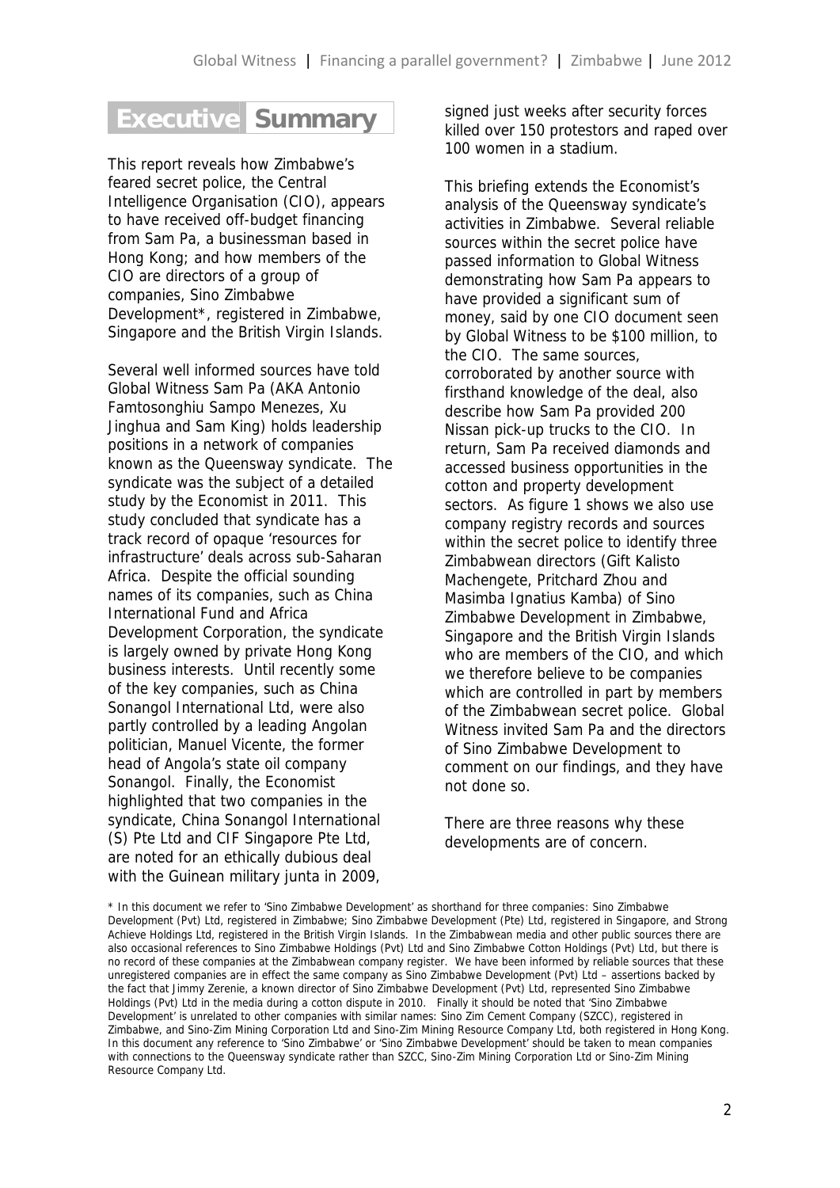# Executive Summary

This report reveals how Zimbabwe's feared secret police, the Central Intelligence Organisation (CIO), appears to have received off-budget financing from Sam Pa, a businessman based in Hong Kong; and how members of the CIO are directors of a group of companies, Sino Zimbabwe Development*, registered in Zimbabwe, Singapore and the British Virgin Islands.

Several well informed sources have told Global Witness Sam Pa (AKA Antonio Famtosonghiu Sampo Menezes, Xu Jinghua and Sam King) holds leadership positions in a network of companies known as the Queensway syndicate. The syndicate was the subject of a detailed study by the Economist in 2011. This study concluded that syndicate has a track record of opaque 'resources for infrastructure' deals across sub-Saharan Africa. Despite the official sounding names of its companies, such as China International Fund and Africa Development Corporation, the syndicate is largely owned by private Hong Kong business interests. Until recently some of the key companies, such as China Sonangol International Ltd, were also partly controlled by a leading Angolan politician, Manuel Vicente, the former head of Angola's state oil company Sonangol. Finally, the Economist highlighted that two companies in the syndicate, China Sonangol International (S) Pte Ltd and CIF Singapore Pte Ltd, are noted for an ethically dubious deal with the Guinean military junta in 2009, signed just weeks after security forces killed over 150 protestors and raped over 100 women in a stadium.

This briefing extends the Economist's analysis of the Queensway syndicate's activities in Zimbabwe. Several reliable sources within the secret police have passed information to Global Witness demonstrating how Sam Pa appears to have provided a significant sum of money, said by one CIO document seen by Global Witness to be $100 million, to the CIO. The same sources, corroborated by another source with firsthand knowledge of the deal, also describe how Sam Pa provided 200 Nissan pick-up trucks to the CIO. In return, Sam Pa received diamonds and accessed business opportunities in the cotton and property development sectors. As figure 1 shows we also use company registry records and sources within the secret police to identify three Zimbabwean directors (Gift Kalisto Machengete, Pritchard Zhou and Masimba Ignatius Kamba) of Sino Zimbabwe Development in Zimbabwe, Singapore and the British Virgin Islands who are members of the CIO, and which we therefore believe to be companies which are controlled in part by members of the Zimbabwean secret police. Global Witness invited Sam Pa and the directors of Sino Zimbabwe Development to comment on our findings, and they have not done so.

There are three reasons why these developments are of concern.

---

* In this document we refer to 'Sino Zimbabwe Development' as shorthand for three companies: Sino Zimbabwe Development (Pvt) Ltd, registered in Zimbabwe; Sino Zimbabwe Development (Pte) Ltd, registered in Singapore, and Strong Achieve Holdings Ltd, registered in the British Virgin Islands. In the Zimbabwean media and other public sources there are also occasional references to Sino Zimbabwe Holdings (Pvt) Ltd and Sino Zimbabwe Cotton Holdings (Pvt) Ltd, but there is no record of these companies at the Zimbabwean company register. We have been informed by reliable sources that these unregistered companies are in effect the same company as Sino Zimbabwe Development (Pvt) Ltd – assertions backed by the fact that Jimmy Zerenie, a known director of Sino Zimbabwe Development (Pvt) Ltd, represented Sino Zimbabwe Holdings (Pvt) Ltd in the media during a cotton dispute in 2010. Finally it should be noted that 'Sino Zimbabwe Development' is unrelated to other companies with similar names: Sino Zim Cement Company (SZCC), registered in Zimbabwe, and Sino-Zim Mining Corporation Ltd and Sino-Zim Mining Resource Company Ltd, both registered in Hong Kong. In this document any reference to 'Sino Zimbabwe' or 'Sino Zimbabwe Development' should be taken to mean companies with connections to the Queensway syndicate rather than SZCC, Sino-Zim Mining Corporation Ltd or Sino-Zim Mining Resource Company Ltd.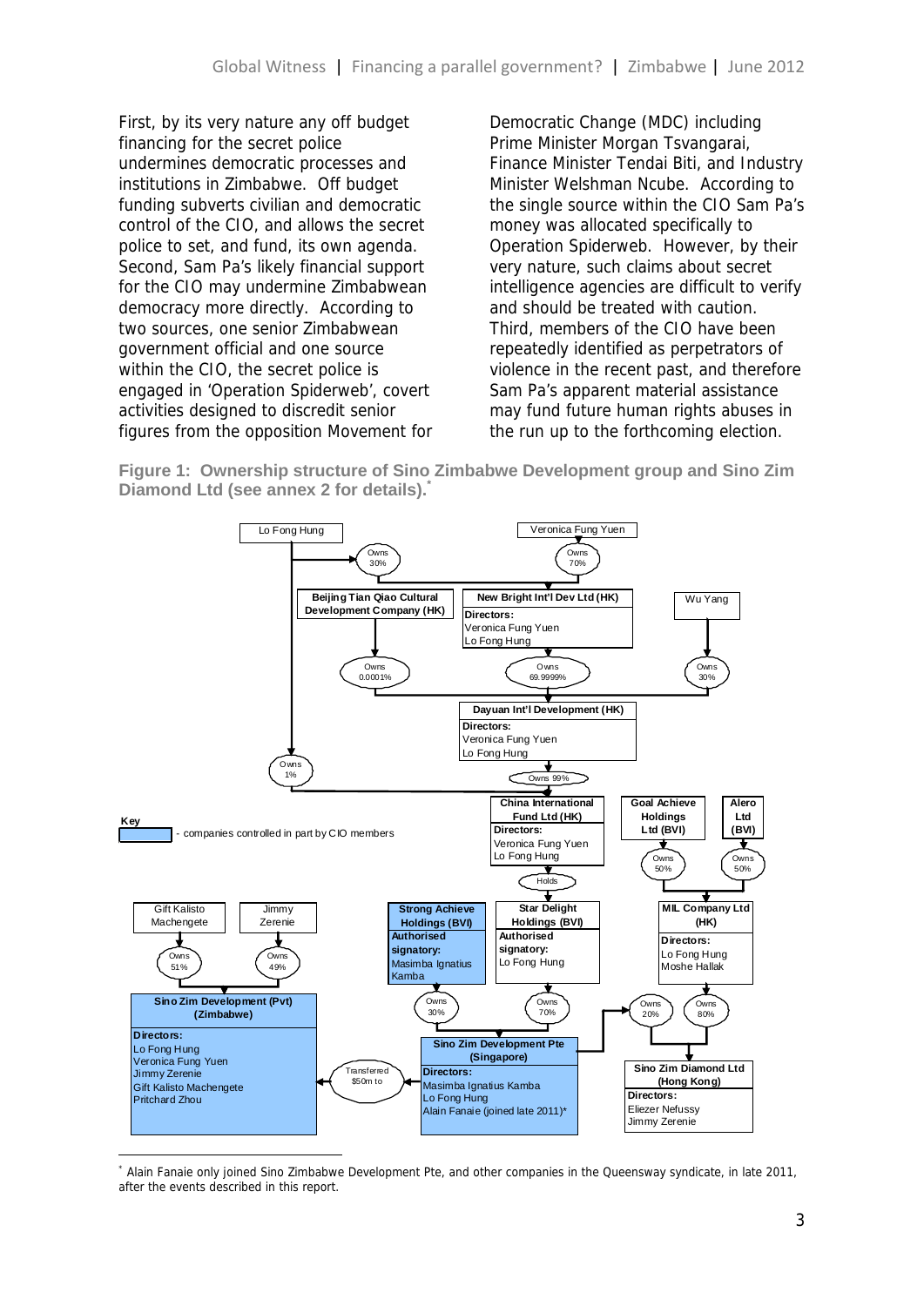First, by its very nature any off budget financing for the secret police undermines democratic processes and institutions in Zimbabwe. Off budget funding subverts civilian and democratic control of the CIO, and allows the secret police to set, and fund, its own agenda. Second, Sam Pa's likely financial support for the CIO may undermine Zimbabwean democracy more directly. According to two sources, one senior Zimbabwean government official and one source within the CIO, the secret police is engaged in 'Operation Spiderweb', covert activities designed to discredit senior figures from the opposition Movement for Democratic Change (MDC) including Prime Minister Morgan Tsvangarai, Finance Minister Tendai Biti, and Industry Minister Welshman Ncube. According to the single source within the CIO Sam Pa's money was allocated specifically to Operation Spiderweb. However, by their very nature, such claims about secret intelligence agencies are difficult to verify and should be treated with caution. Third, members of the CIO have been repeatedly identified as perpetrators of violence in the recent past, and therefore Sam Pa's apparent material assistance may fund future human rights abuses in the run up to the forthcoming election.

**Figure 1: Ownership structure of Sino Zimbabwe Development group and Sino Zim Diamond Ltd (see annex 2 for details).***

---

\* Alain Fanaie only joined Sino Zimbabwe Development Pte, and other companies in the Queensway syndicate, in late 2011, after the events described in this report.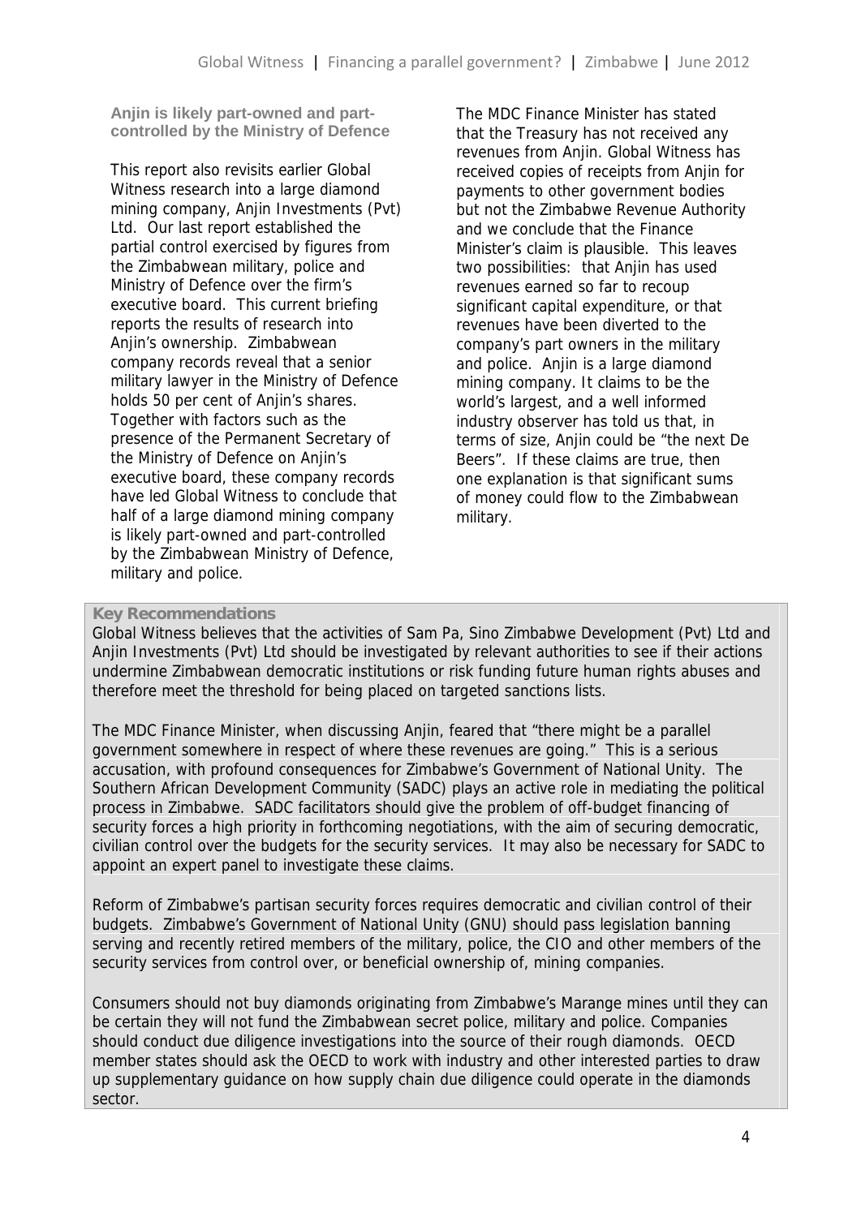### Anjin is likely part-owned and part-controlled by the Ministry of Defence

This report also revisits earlier Global Witness research into a large diamond mining company, Anjin Investments (Pvt) Ltd. Our last report established the partial control exercised by figures from the Zimbabwean military, police and Ministry of Defence over the firm's executive board. This current briefing reports the results of research into Anjin's ownership. Zimbabwean company records reveal that a senior military lawyer in the Ministry of Defence holds 50 per cent of Anjin's shares. Together with factors such as the presence of the Permanent Secretary of the Ministry of Defence on Anjin's executive board, these company records have led Global Witness to conclude that half of a large diamond mining company is likely part-owned and part-controlled by the Zimbabwean Ministry of Defence, military and police.

The MDC Finance Minister has stated that the Treasury has not received any revenues from Anjin. Global Witness has received copies of receipts from Anjin for payments to other government bodies but not the Zimbabwe Revenue Authority and we conclude that the Finance Minister's claim is plausible. This leaves two possibilities: that Anjin has used revenues earned so far to recoup significant capital expenditure, or that revenues have been diverted to the company's part owners in the military and police. Anjin is a large diamond mining company. It claims to be the world's largest, and a well informed industry observer has told us that, in terms of size, Anjin could be "the next De Beers". If these claims are true, then one explanation is that significant sums of money could flow to the Zimbabwean military.

### Key Recommendations

Global Witness believes that the activities of Sam Pa, Sino Zimbabwe Development (Pvt) Ltd and Anjin Investments (Pvt) Ltd should be investigated by relevant authorities to see if their actions undermine Zimbabwean democratic institutions or risk funding future human rights abuses and therefore meet the threshold for being placed on targeted sanctions lists.

The MDC Finance Minister, when discussing Anjin, feared that "there might be a parallel government somewhere in respect of where these revenues are going." This is a serious accusation, with profound consequences for Zimbabwe's Government of National Unity. The Southern African Development Community (SADC) plays an active role in mediating the political process in Zimbabwe. SADC facilitators should give the problem of off-budget financing of security forces a high priority in forthcoming negotiations, with the aim of securing democratic, civilian control over the budgets for the security services. It may also be necessary for SADC to appoint an expert panel to investigate these claims.

Reform of Zimbabwe's partisan security forces requires democratic and civilian control of their budgets. Zimbabwe's Government of National Unity (GNU) should pass legislation banning serving and recently retired members of the military, police, the CIO and other members of the security services from control over, or beneficial ownership of, mining companies.

Consumers should not buy diamonds originating from Zimbabwe's Marange mines until they can be certain they will not fund the Zimbabwean secret police, military and police. Companies should conduct due diligence investigations into the source of their rough diamonds. OECD member states should ask the OECD to work with industry and other interested parties to draw up supplementary guidance on how supply chain due diligence could operate in the diamonds sector.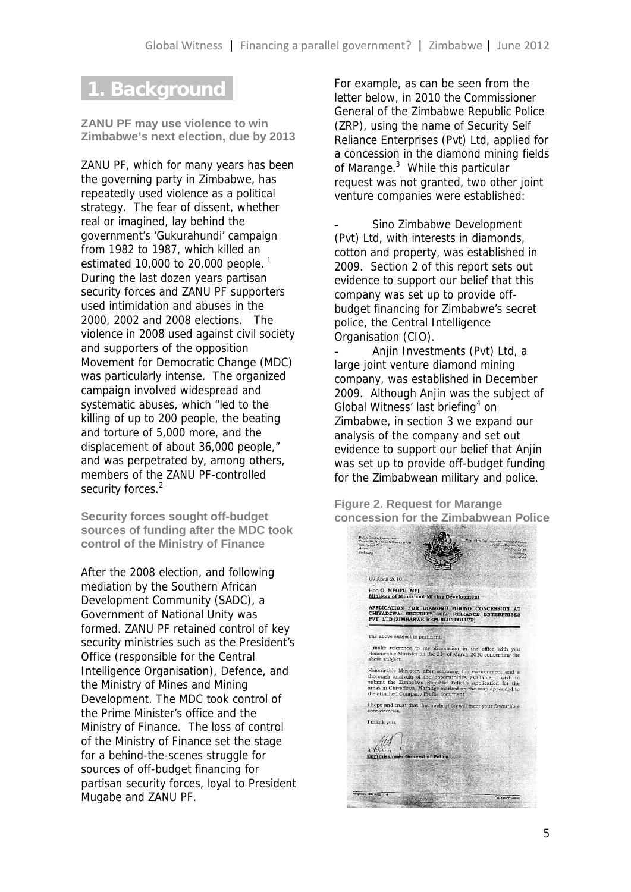# 1. Background

### ZANU PF may use violence to win Zimbabwe's next election, due by 2013

ZANU PF, which for many years has been the governing party in Zimbabwe, has repeatedly used violence as a political strategy. The fear of dissent, whether real or imagined, lay behind the government's 'Gukurahundi' campaign from 1982 to 1987, which killed an estimated 10,000 to 20,000 people.[1] During the last dozen years partisan security forces and ZANU PF supporters used intimidation and abuses in the 2000, 2002 and 2008 elections. The violence in 2008 used against civil society and supporters of the opposition Movement for Democratic Change (MDC) was particularly intense. The organized campaign involved widespread and systematic abuses, which "led to the killing of up to 200 people, the beating and torture of 5,000 more, and the displacement of about 36,000 people," and was perpetrated by, among others, members of the ZANU PF-controlled security forces.[2]

### Security forces sought off-budget sources of funding after the MDC took control of the Ministry of Finance

After the 2008 election, and following mediation by the Southern African Development Community (SADC), a Government of National Unity was formed. ZANU PF retained control of key security ministries such as the President's Office (responsible for the Central Intelligence Organisation), Defence, and the Ministry of Mines and Mining Development. The MDC took control of the Prime Minister's office and the Ministry of Finance. The loss of control of the Ministry of Finance set the stage for a behind-the-scenes struggle for sources of off-budget financing for partisan security forces, loyal to President Mugabe and ZANU PF.

For example, as can be seen from the letter below, in 2010 the Commissioner General of the Zimbabwe Republic Police (ZRP), using the name of Security Self Reliance Enterprises (Pvt) Ltd, applied for a concession in the diamond mining fields of Marange.[3] While this particular request was not granted, two other joint venture companies were established:

- Sino Zimbabwe Development (Pvt) Ltd, with interests in diamonds, cotton and property, was established in 2009. Section 2 of this report sets out evidence to support our belief that this company was set up to provide off-budget financing for Zimbabwe's secret police, the Central Intelligence Organisation (CIO).
- Anjin Investments (Pvt) Ltd, a large joint venture diamond mining company, was established in December 2009. Although Anjin was the subject of Global Witness' last briefing[4] on Zimbabwe, in section 3 we expand our analysis of the company and set out evidence to support our belief that Anjin was set up to provide off-budget funding for the Zimbabwean military and police.

**Figure 2. Request for Marange concession for the Zimbabwean Police**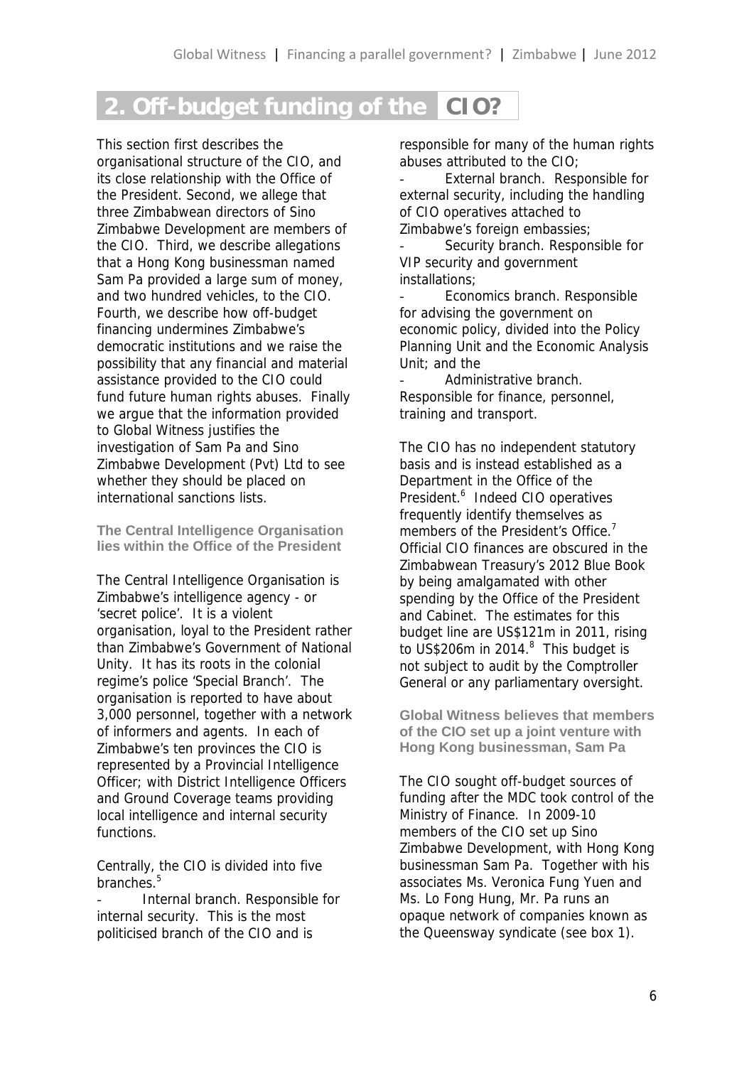## 2. Off-budget funding of the CIO?

This section first describes the organisational structure of the CIO, and its close relationship with the Office of the President. Second, we allege that three Zimbabwean directors of Sino Zimbabwe Development are members of the CIO. Third, we describe allegations that a Hong Kong businessman named Sam Pa provided a large sum of money, and two hundred vehicles, to the CIO. Fourth, we describe how off-budget financing undermines Zimbabwe's democratic institutions and we raise the possibility that any financial and material assistance provided to the CIO could fund future human rights abuses. Finally we argue that the information provided to Global Witness justifies the investigation of Sam Pa and Sino Zimbabwe Development (Pvt) Ltd to see whether they should be placed on international sanctions lists.

### The Central Intelligence Organisation lies within the Office of the President

The Central Intelligence Organisation is Zimbabwe's intelligence agency - or 'secret police'. It is a violent organisation, loyal to the President rather than Zimbabwe's Government of National Unity. It has its roots in the colonial regime's police 'Special Branch'. The organisation is reported to have about 3,000 personnel, together with a network of informers and agents. In each of Zimbabwe's ten provinces the CIO is represented by a Provincial Intelligence Officer; with District Intelligence Officers and Ground Coverage teams providing local intelligence and internal security functions.

Centrally, the CIO is divided into five branches.[5]

- Internal branch. Responsible for internal security. This is the most politicised branch of the CIO and is responsible for many of the human rights abuses attributed to the CIO;
- External branch. Responsible for external security, including the handling of CIO operatives attached to Zimbabwe's foreign embassies;
- Security branch. Responsible for VIP security and government installations;
- Economics branch. Responsible for advising the government on economic policy, divided into the Policy Planning Unit and the Economic Analysis Unit; and the
- Administrative branch. Responsible for finance, personnel, training and transport.

The CIO has no independent statutory basis and is instead established as a Department in the Office of the President.[6] Indeed CIO operatives frequently identify themselves as members of the President's Office.[7] Official CIO finances are obscured in the Zimbabwean Treasury's 2012 Blue Book by being amalgamated with other spending by the Office of the President and Cabinet. The estimates for this budget line are US$121m in 2011, rising to US$206m in 2014.[8] This budget is not subject to audit by the Comptroller General or any parliamentary oversight.

### Global Witness believes that members of the CIO set up a joint venture with Hong Kong businessman, Sam Pa

The CIO sought off-budget sources of funding after the MDC took control of the Ministry of Finance. In 2009-10 members of the CIO set up Sino Zimbabwe Development, with Hong Kong businessman Sam Pa. Together with his associates Ms. Veronica Fung Yuen and Ms. Lo Fong Hung, Mr. Pa runs an opaque network of companies known as the Queensway syndicate (see box 1).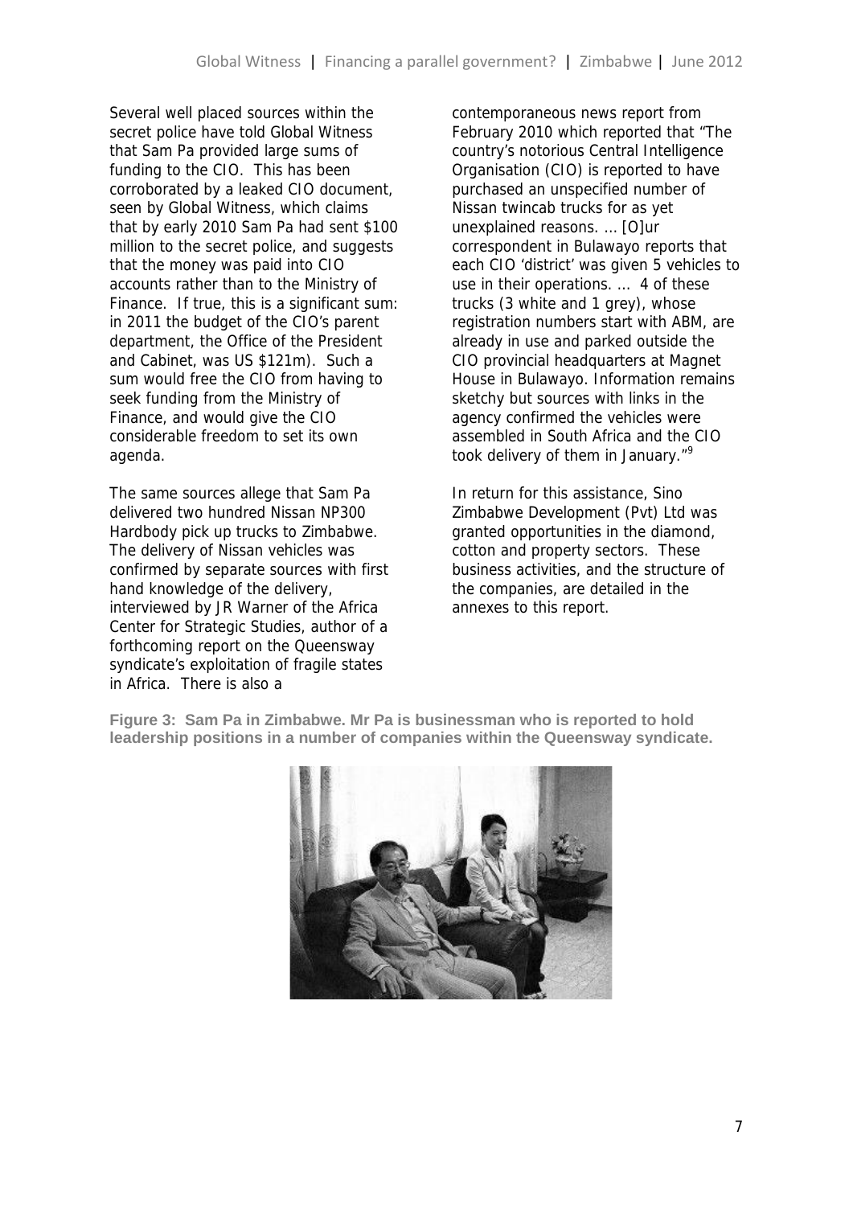Several well placed sources within the secret police have told Global Witness that Sam Pa provided large sums of funding to the CIO. This has been corroborated by a leaked CIO document, seen by Global Witness, which claims that by early 2010 Sam Pa had sent $100 million to the secret police, and suggests that the money was paid into CIO accounts rather than to the Ministry of Finance. If true, this is a significant sum: in 2011 the budget of the CIO's parent department, the Office of the President and Cabinet, was US $121m). Such a sum would free the CIO from having to seek funding from the Ministry of Finance, and would give the CIO considerable freedom to set its own agenda.

The same sources allege that Sam Pa delivered two hundred Nissan NP300 Hardbody pick up trucks to Zimbabwe. The delivery of Nissan vehicles was confirmed by separate sources with first hand knowledge of the delivery, interviewed by JR Warner of the Africa Center for Strategic Studies, author of a forthcoming report on the Queensway syndicate's exploitation of fragile states in Africa. There is also a contemporaneous news report from February 2010 which reported that "The country's notorious Central Intelligence Organisation (CIO) is reported to have purchased an unspecified number of Nissan twincab trucks for as yet unexplained reasons. … [O]ur correspondent in Bulawayo reports that each CIO 'district' was given 5 vehicles to use in their operations. … 4 of these trucks (3 white and 1 grey), whose registration numbers start with ABM, are already in use and parked outside the CIO provincial headquarters at Magnet House in Bulawayo. Information remains sketchy but sources with links in the agency confirmed the vehicles were assembled in South Africa and the CIO took delivery of them in January."[9]

In return for this assistance, Sino Zimbabwe Development (Pvt) Ltd was granted opportunities in the diamond, cotton and property sectors. These business activities, and the structure of the companies, are detailed in the annexes to this report.

**Figure 3: Sam Pa in Zimbabwe. Mr Pa is businessman who is reported to hold leadership positions in a number of companies within the Queensway syndicate.**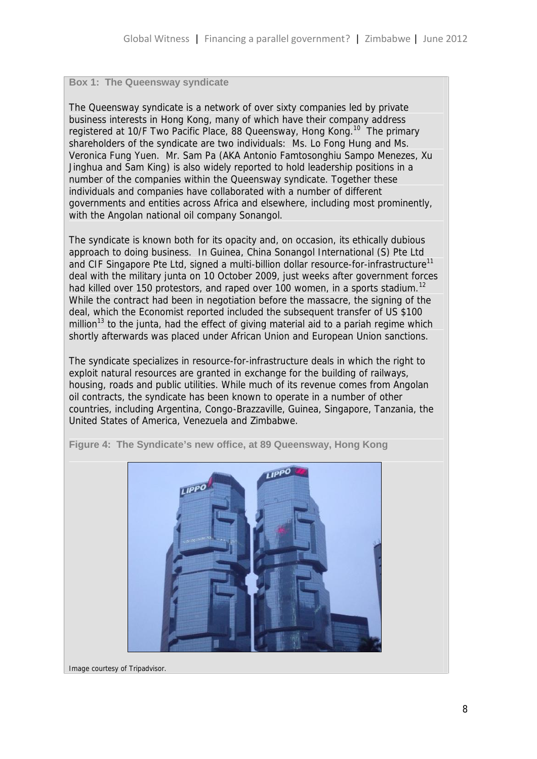**Box 1: The Queensway syndicate**

The Queensway syndicate is a network of over sixty companies led by private business interests in Hong Kong, many of which have their company address registered at 10/F Two Pacific Place, 88 Queensway, Hong Kong.[10] The primary shareholders of the syndicate are two individuals: Ms. Lo Fong Hung and Ms. Veronica Fung Yuen. Mr. Sam Pa (AKA Antonio Famtosonghiu Sampo Menezes, Xu Jinghua and Sam King) is also widely reported to hold leadership positions in a number of the companies within the Queensway syndicate. Together these individuals and companies have collaborated with a number of different governments and entities across Africa and elsewhere, including most prominently, with the Angolan national oil company Sonangol.

The syndicate is known both for its opacity and, on occasion, its ethically dubious approach to doing business. In Guinea, China Sonangol International (S) Pte Ltd and CIF Singapore Pte Ltd, signed a multi-billion dollar resource-for-infrastructure[11] deal with the military junta on 10 October 2009, just weeks after government forces had killed over 150 protestors, and raped over 100 women, in a sports stadium.[12] While the contract had been in negotiation before the massacre, the signing of the deal, which the Economist reported included the subsequent transfer of US $100 million[13] to the junta, had the effect of giving material aid to a pariah regime which shortly afterwards was placed under African Union and European Union sanctions.

The syndicate specializes in resource-for-infrastructure deals in which the right to exploit natural resources are granted in exchange for the building of railways, housing, roads and public utilities. While much of its revenue comes from Angolan oil contracts, the syndicate has been known to operate in a number of other countries, including Argentina, Congo-Brazzaville, Guinea, Singapore, Tanzania, the United States of America, Venezuela and Zimbabwe.

**Figure 4: The Syndicate's new office, at 89 Queensway, Hong Kong**

Image courtesy of Tripadvisor.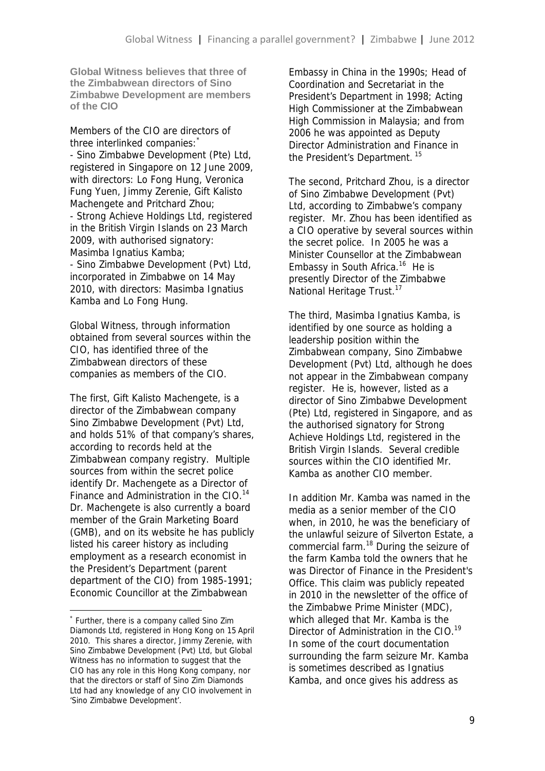**Global Witness believes that three of the Zimbabwean directors of Sino Zimbabwe Development are members of the CIO**

Members of the CIO are directors of three interlinked companies:*

- Sino Zimbabwe Development (Pte) Ltd, registered in Singapore on 12 June 2009, with directors: Lo Fong Hung, Veronica Fung Yuen, Jimmy Zerenie, Gift Kalisto Machengete and Pritchard Zhou;
- Strong Achieve Holdings Ltd, registered in the British Virgin Islands on 23 March 2009, with authorised signatory: Masimba Ignatius Kamba;
- Sino Zimbabwe Development (Pvt) Ltd, incorporated in Zimbabwe on 14 May 2010, with directors: Masimba Ignatius Kamba and Lo Fong Hung.

Global Witness, through information obtained from several sources within the CIO, has identified three of the Zimbabwean directors of these companies as members of the CIO.

The first, Gift Kalisto Machengete, is a director of the Zimbabwean company Sino Zimbabwe Development (Pvt) Ltd, and holds 51% of that company's shares, according to records held at the Zimbabwean company registry. Multiple sources from within the secret police identify Dr. Machengete as a Director of Finance and Administration in the CIO.[14] Dr. Machengete is also currently a board member of the Grain Marketing Board (GMB), and on its website he has publicly listed his career history as including employment as a research economist in the President's Department (parent department of the CIO) from 1985-1991; Economic Councillor at the Zimbabwean Embassy in China in the 1990s; Head of Coordination and Secretariat in the President's Department in 1998; Acting High Commissioner at the Zimbabwean High Commission in Malaysia; and from 2006 he was appointed as Deputy Director Administration and Finance in the President's Department.[15]

The second, Pritchard Zhou, is a director of Sino Zimbabwe Development (Pvt) Ltd, according to Zimbabwe's company register. Mr. Zhou has been identified as a CIO operative by several sources within the secret police. In 2005 he was a Minister Counsellor at the Zimbabwean Embassy in South Africa.[16] He is presently Director of the Zimbabwe National Heritage Trust.[17]

The third, Masimba Ignatius Kamba, is identified by one source as holding a leadership position within the Zimbabwean company, Sino Zimbabwe Development (Pvt) Ltd, although he does not appear in the Zimbabwean company register. He is, however, listed as a director of Sino Zimbabwe Development (Pte) Ltd, registered in Singapore, and as the authorised signatory for Strong Achieve Holdings Ltd, registered in the British Virgin Islands. Several credible sources within the CIO identified Mr. Kamba as another CIO member.

In addition Mr. Kamba was named in the media as a senior member of the CIO when, in 2010, he was the beneficiary of the unlawful seizure of Silverton Estate, a commercial farm.[18] During the seizure of the farm Kamba told the owners that he was Director of Finance in the President's Office. This claim was publicly repeated in 2010 in the newsletter of the office of the Zimbabwe Prime Minister (MDC), which alleged that Mr. Kamba is the Director of Administration in the CIO.[19] In some of the court documentation surrounding the farm seizure Mr. Kamba is sometimes described as Ignatius Kamba, and once gives his address as

---

* Further, there is a company called Sino Zim Diamonds Ltd, registered in Hong Kong on 15 April 2010. This shares a director, Jimmy Zerenie, with Sino Zimbabwe Development (Pvt) Ltd, but Global Witness has no information to suggest that the CIO has any role in this Hong Kong company, nor that the directors or staff of Sino Zim Diamonds Ltd had any knowledge of any CIO involvement in 'Sino Zimbabwe Development'.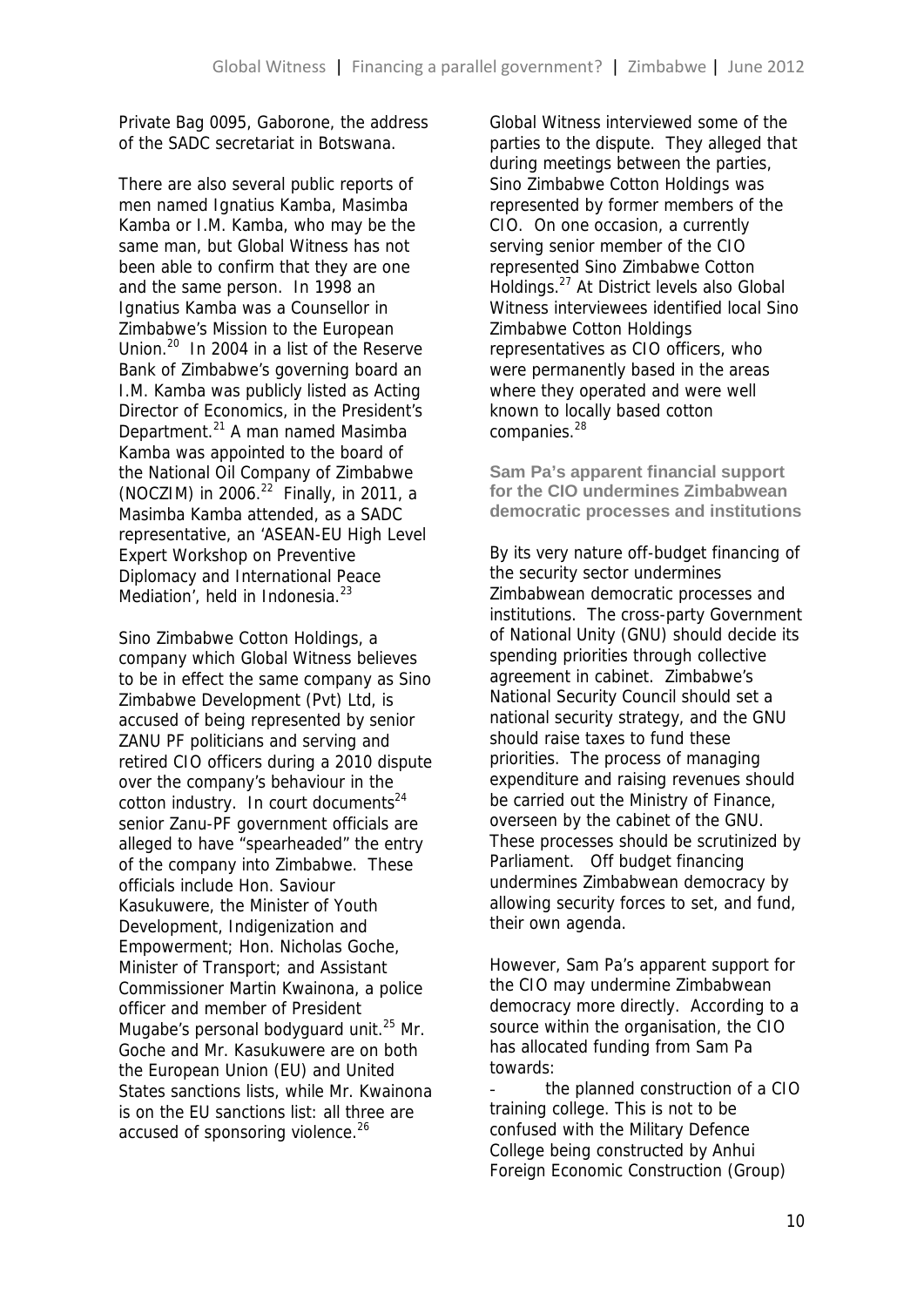Private Bag 0095, Gaborone, the address of the SADC secretariat in Botswana.

There are also several public reports of men named Ignatius Kamba, Masimba Kamba or I.M. Kamba, who may be the same man, but Global Witness has not been able to confirm that they are one and the same person. In 1998 an Ignatius Kamba was a Counsellor in Zimbabwe's Mission to the European Union.[20] In 2004 in a list of the Reserve Bank of Zimbabwe's governing board an I.M. Kamba was publicly listed as Acting Director of Economics, in the President's Department.[21] A man named Masimba Kamba was appointed to the board of the National Oil Company of Zimbabwe (NOCZIM) in 2006.[22] Finally, in 2011, a Masimba Kamba attended, as a SADC representative, an 'ASEAN-EU High Level Expert Workshop on Preventive Diplomacy and International Peace Mediation', held in Indonesia.[23]

Sino Zimbabwe Cotton Holdings, a company which Global Witness believes to be in effect the same company as Sino Zimbabwe Development (Pvt) Ltd, is accused of being represented by senior ZANU PF politicians and serving and retired CIO officers during a 2010 dispute over the company's behaviour in the cotton industry. In court documents[24] senior Zanu-PF government officials are alleged to have "spearheaded" the entry of the company into Zimbabwe. These officials include Hon. Saviour Kasukuwere, the Minister of Youth Development, Indigenization and Empowerment; Hon. Nicholas Goche, Minister of Transport; and Assistant Commissioner Martin Kwainona, a police officer and member of President Mugabe's personal bodyguard unit.[25] Mr. Goche and Mr. Kasukuwere are on both the European Union (EU) and United States sanctions lists, while Mr. Kwainona is on the EU sanctions list: all three are accused of sponsoring violence.[26]

Global Witness interviewed some of the parties to the dispute. They alleged that during meetings between the parties, Sino Zimbabwe Cotton Holdings was represented by former members of the CIO. On one occasion, a currently serving senior member of the CIO represented Sino Zimbabwe Cotton Holdings.[27] At District levels also Global Witness interviewees identified local Sino Zimbabwe Cotton Holdings representatives as CIO officers, who were permanently based in the areas where they operated and were well known to locally based cotton companies.[28]

### Sam Pa's apparent financial support for the CIO undermines Zimbabwean democratic processes and institutions

By its very nature off-budget financing of the security sector undermines Zimbabwean democratic processes and institutions. The cross-party Government of National Unity (GNU) should decide its spending priorities through collective agreement in cabinet. Zimbabwe's National Security Council should set a national security strategy, and the GNU should raise taxes to fund these priorities. The process of managing expenditure and raising revenues should be carried out the Ministry of Finance, overseen by the cabinet of the GNU. These processes should be scrutinized by Parliament. Off budget financing undermines Zimbabwean democracy by allowing security forces to set, and fund, their own agenda.

However, Sam Pa's apparent support for the CIO may undermine Zimbabwean democracy more directly. According to a source within the organisation, the CIO has allocated funding from Sam Pa towards:

- the planned construction of a CIO training college. This is not to be confused with the Military Defence College being constructed by Anhui Foreign Economic Construction (Group)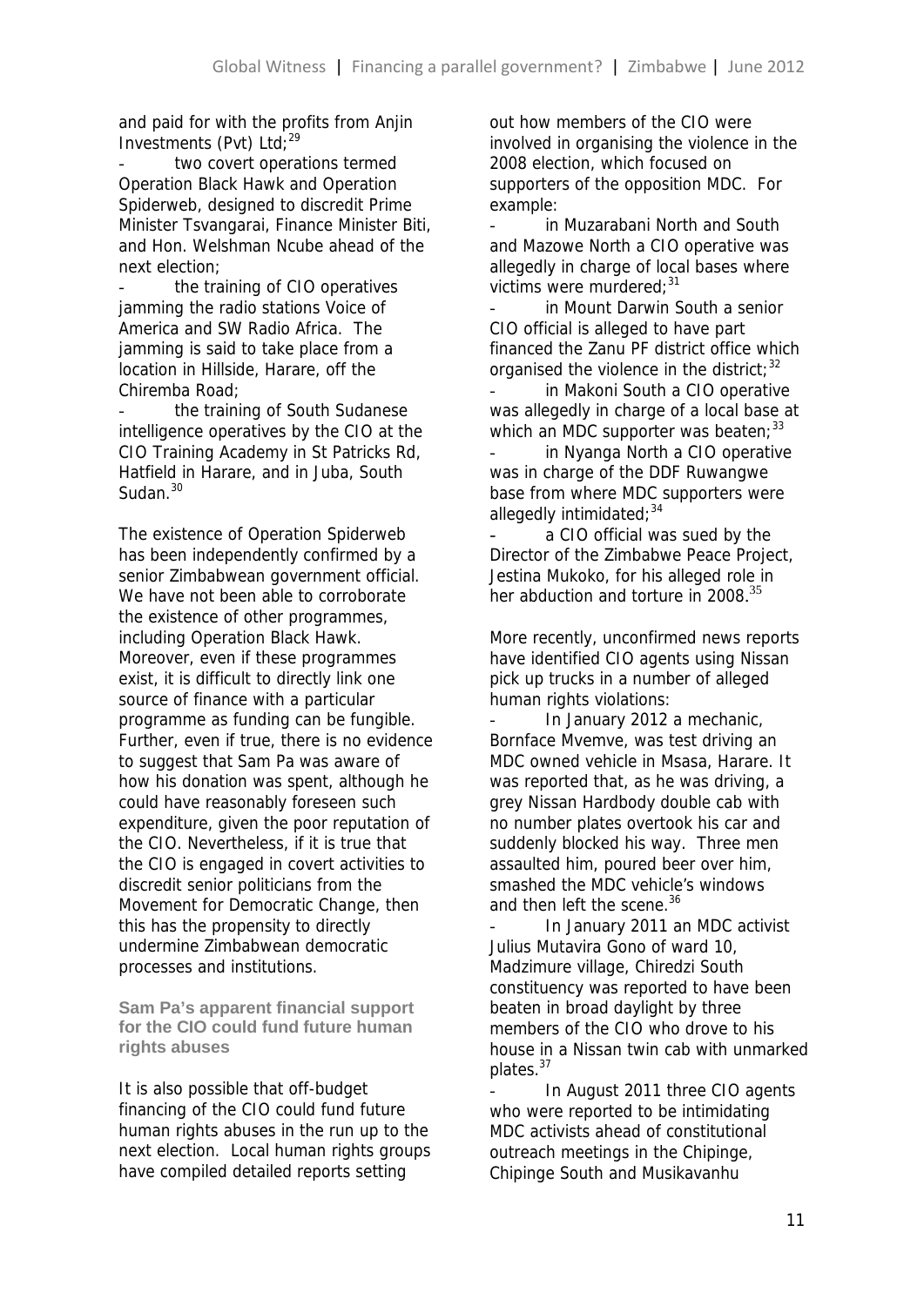and paid for with the profits from Anjin Investments (Pvt) Ltd;[29]

- two covert operations termed Operation Black Hawk and Operation Spiderweb, designed to discredit Prime Minister Tsvangarai, Finance Minister Biti, and Hon. Welshman Ncube ahead of the next election;
- the training of CIO operatives jamming the radio stations Voice of America and SW Radio Africa. The jamming is said to take place from a location in Hillside, Harare, off the Chiremba Road;
- the training of South Sudanese intelligence operatives by the CIO at the CIO Training Academy in St Patricks Rd, Hatfield in Harare, and in Juba, South Sudan.[30]

The existence of Operation Spiderweb has been independently confirmed by a senior Zimbabwean government official. We have not been able to corroborate the existence of other programmes, including Operation Black Hawk. Moreover, even if these programmes exist, it is difficult to directly link one source of finance with a particular programme as funding can be fungible. Further, even if true, there is no evidence to suggest that Sam Pa was aware of how his donation was spent, although he could have reasonably foreseen such expenditure, given the poor reputation of the CIO. Nevertheless, if it is true that the CIO is engaged in covert activities to discredit senior politicians from the Movement for Democratic Change, then this has the propensity to directly undermine Zimbabwean democratic processes and institutions.

### Sam Pa's apparent financial support for the CIO could fund future human rights abuses

It is also possible that off-budget financing of the CIO could fund future human rights abuses in the run up to the next election. Local human rights groups have compiled detailed reports setting out how members of the CIO were involved in organising the violence in the 2008 election, which focused on supporters of the opposition MDC. For example:

- in Muzarabani North and South and Mazowe North a CIO operative was allegedly in charge of local bases where victims were murdered;[31]
- in Mount Darwin South a senior CIO official is alleged to have part financed the Zanu PF district office which organised the violence in the district;[32]
- in Makoni South a CIO operative was allegedly in charge of a local base at which an MDC supporter was beaten;[33]
- in Nyanga North a CIO operative was in charge of the DDF Ruwangwe base from where MDC supporters were allegedly intimidated;[34]
- a CIO official was sued by the Director of the Zimbabwe Peace Project, Jestina Mukoko, for his alleged role in her abduction and torture in 2008.[35]

More recently, unconfirmed news reports have identified CIO agents using Nissan pick up trucks in a number of alleged human rights violations:

- In January 2012 a mechanic, Bornface Mvemve, was test driving an MDC owned vehicle in Msasa, Harare. It was reported that, as he was driving, a grey Nissan Hardbody double cab with no number plates overtook his car and suddenly blocked his way. Three men assaulted him, poured beer over him, smashed the MDC vehicle's windows and then left the scene.[36]
- In January 2011 an MDC activist Julius Mutavira Gono of ward 10, Madzimure village, Chiredzi South constituency was reported to have been beaten in broad daylight by three members of the CIO who drove to his house in a Nissan twin cab with unmarked plates.[37]
- In August 2011 three CIO agents who were reported to be intimidating MDC activists ahead of constitutional outreach meetings in the Chipinge, Chipinge South and Musikavanhu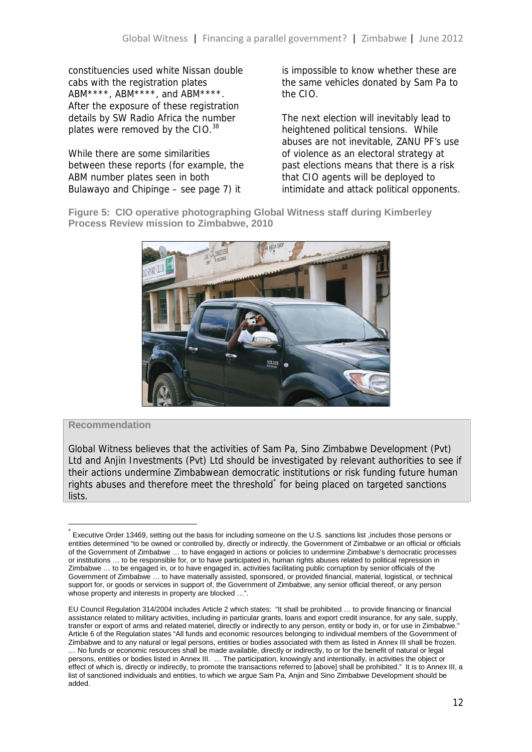constituencies used white Nissan double cabs with the registration plates ABM****, ABM****, and ABM****. After the exposure of these registration details by SW Radio Africa the number plates were removed by the CIO.[38]

While there are some similarities between these reports (for example, the ABM number plates seen in both Bulawayo and Chipinge – see page 7) it is impossible to know whether these are the same vehicles donated by Sam Pa to the CIO.

The next election will inevitably lead to heightened political tensions. While abuses are not inevitable, ZANU PF's use of violence as an electoral strategy at past elections means that there is a risk that CIO agents will be deployed to intimidate and attack political opponents.

**Figure 5: CIO operative photographing Global Witness staff during Kimberley Process Review mission to Zimbabwe, 2010**

**Recommendation**

Global Witness believes that the activities of Sam Pa, Sino Zimbabwe Development (Pvt) Ltd and Anjin Investments (Pvt) Ltd should be investigated by relevant authorities to see if their actions undermine Zimbabwean democratic institutions or risk funding future human rights abuses and therefore meet the threshold* for being placed on targeted sanctions lists.

---

* Executive Order 13469, setting out the basis for including someone on the U.S. sanctions list ,includes those persons or entities determined "to be owned or controlled by, directly or indirectly, the Government of Zimbabwe or an official or officials of the Government of Zimbabwe … to have engaged in actions or policies to undermine Zimbabwe's democratic processes or institutions … to be responsible for, or to have participated in, human rights abuses related to political repression in Zimbabwe … to be engaged in, or to have engaged in, activities facilitating public corruption by senior officials of the Government of Zimbabwe … to have materially assisted, sponsored, or provided financial, material, logistical, or technical support for, or goods or services in support of, the Government of Zimbabwe, any senior official thereof, or any person whose property and interests in property are blocked …".

EU Council Regulation 314/2004 includes Article 2 which states: "It shall be prohibited … to provide financing or financial assistance related to military activities, including in particular grants, loans and export credit insurance, for any sale, supply, transfer or export of arms and related materiel, directly or indirectly to any person, entity or body in, or for use in Zimbabwe." Article 6 of the Regulation states "All funds and economic resources belonging to individual members of the Government of Zimbabwe and to any natural or legal persons, entities or bodies associated with them as listed in Annex III shall be frozen. … No funds or economic resources shall be made available, directly or indirectly, to or for the benefit of natural or legal persons, entities or bodies listed in Annex III. … The participation, knowingly and intentionally, in activities the object or effect of which is, directly or indirectly, to promote the transactions referred to [above] shall be prohibited." It is to Annex III, a list of sanctioned individuals and entities, to which we argue Sam Pa, Anjin and Sino Zimbabwe Development should be added.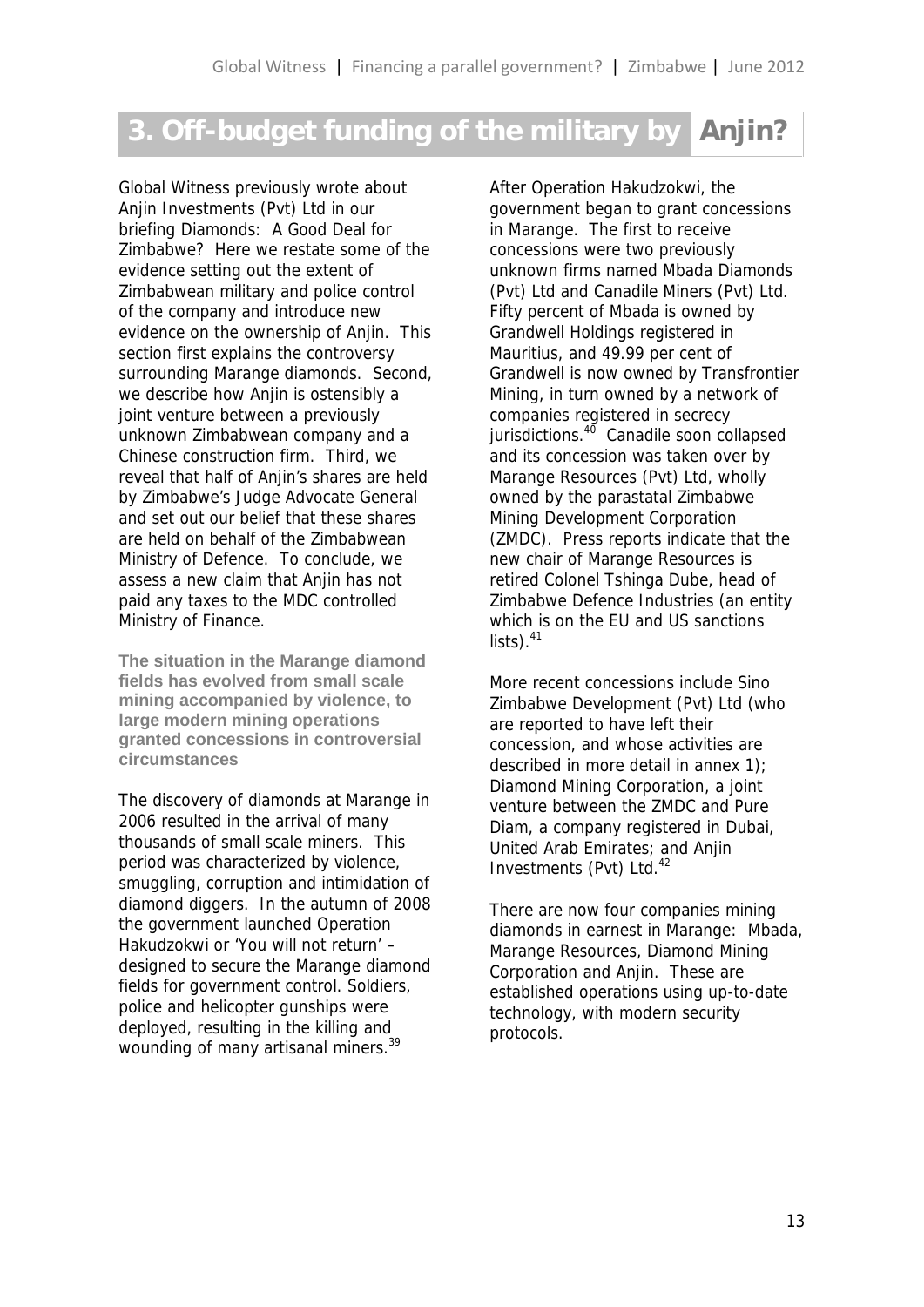# 3. Off-budget funding of the military by Anjin?

Global Witness previously wrote about Anjin Investments (Pvt) Ltd in our briefing Diamonds: A Good Deal for Zimbabwe? Here we restate some of the evidence setting out the extent of Zimbabwean military and police control of the company and introduce new evidence on the ownership of Anjin. This section first explains the controversy surrounding Marange diamonds. Second, we describe how Anjin is ostensibly a joint venture between a previously unknown Zimbabwean company and a Chinese construction firm. Third, we reveal that half of Anjin's shares are held by Zimbabwe's Judge Advocate General and set out our belief that these shares are held on behalf of the Zimbabwean Ministry of Defence. To conclude, we assess a new claim that Anjin has not paid any taxes to the MDC controlled Ministry of Finance.

**The situation in the Marange diamond fields has evolved from small scale mining accompanied by violence, to large modern mining operations granted concessions in controversial circumstances**

The discovery of diamonds at Marange in 2006 resulted in the arrival of many thousands of small scale miners. This period was characterized by violence, smuggling, corruption and intimidation of diamond diggers. In the autumn of 2008 the government launched Operation Hakudzokwi or 'You will not return' – designed to secure the Marange diamond fields for government control. Soldiers, police and helicopter gunships were deployed, resulting in the killing and wounding of many artisanal miners.[39]

After Operation Hakudzokwi, the government began to grant concessions in Marange. The first to receive concessions were two previously unknown firms named Mbada Diamonds (Pvt) Ltd and Canadile Miners (Pvt) Ltd. Fifty percent of Mbada is owned by Grandwell Holdings registered in Mauritius, and 49.99 per cent of Grandwell is now owned by Transfrontier Mining, in turn owned by a network of companies registered in secrecy jurisdictions.[40] Canadile soon collapsed and its concession was taken over by Marange Resources (Pvt) Ltd, wholly owned by the parastatal Zimbabwe Mining Development Corporation (ZMDC). Press reports indicate that the new chair of Marange Resources is retired Colonel Tshinga Dube, head of Zimbabwe Defence Industries (an entity which is on the EU and US sanctions lists).[41]

More recent concessions include Sino Zimbabwe Development (Pvt) Ltd (who are reported to have left their concession, and whose activities are described in more detail in annex 1); Diamond Mining Corporation, a joint venture between the ZMDC and Pure Diam, a company registered in Dubai, United Arab Emirates; and Anjin Investments (Pvt) Ltd.[42]

There are now four companies mining diamonds in earnest in Marange: Mbada, Marange Resources, Diamond Mining Corporation and Anjin. These are established operations using up-to-date technology, with modern security protocols.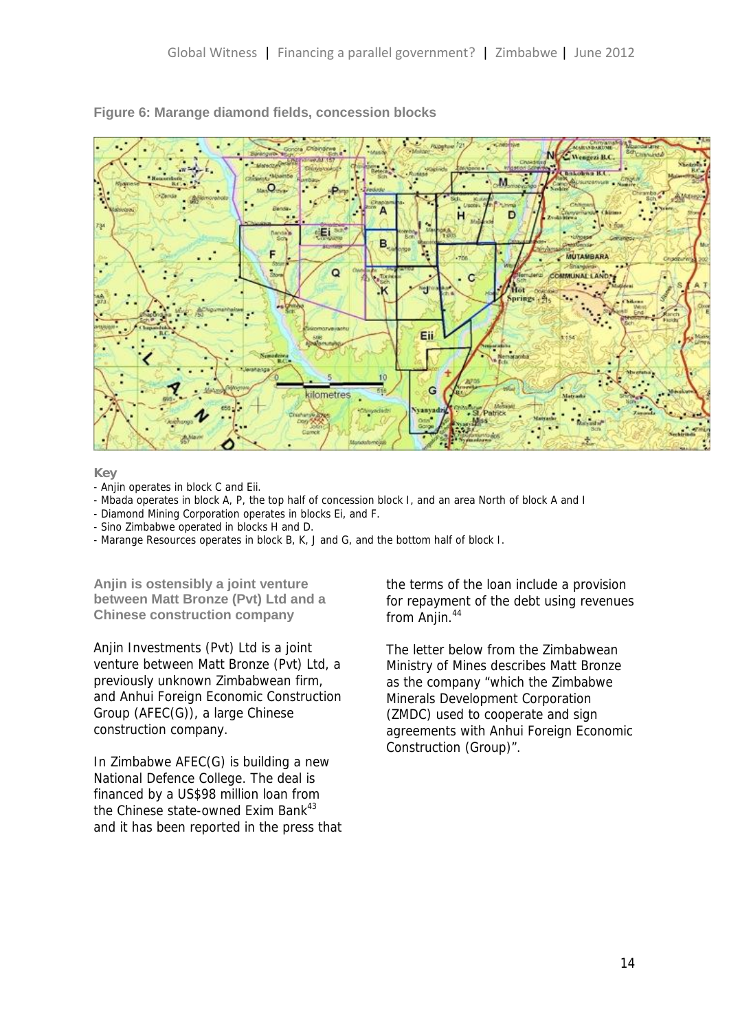**Figure 6: Marange diamond fields, concession blocks**

**Key**

- Anjin operates in block C and Eii.
- Mbada operates in block A, P, the top half of concession block I, and an area North of block A and I
- Diamond Mining Corporation operates in blocks Ei, and F.
- Sino Zimbabwe operated in blocks H and D.
- Marange Resources operates in block B, K, J and G, and the bottom half of block I.

### Anjin is ostensibly a joint venture between Matt Bronze (Pvt) Ltd and a Chinese construction company

Anjin Investments (Pvt) Ltd is a joint venture between Matt Bronze (Pvt) Ltd, a previously unknown Zimbabwean firm, and Anhui Foreign Economic Construction Group (AFEC(G)), a large Chinese construction company.

In Zimbabwe AFEC(G) is building a new National Defence College. The deal is financed by a US$98 million loan from the Chinese state-owned Exim Bank[43] and it has been reported in the press that the terms of the loan include a provision for repayment of the debt using revenues from Anjin.[44]

The letter below from the Zimbabwean Ministry of Mines describes Matt Bronze as the company "which the Zimbabwe Minerals Development Corporation (ZMDC) used to cooperate and sign agreements with Anhui Foreign Economic Construction (Group)".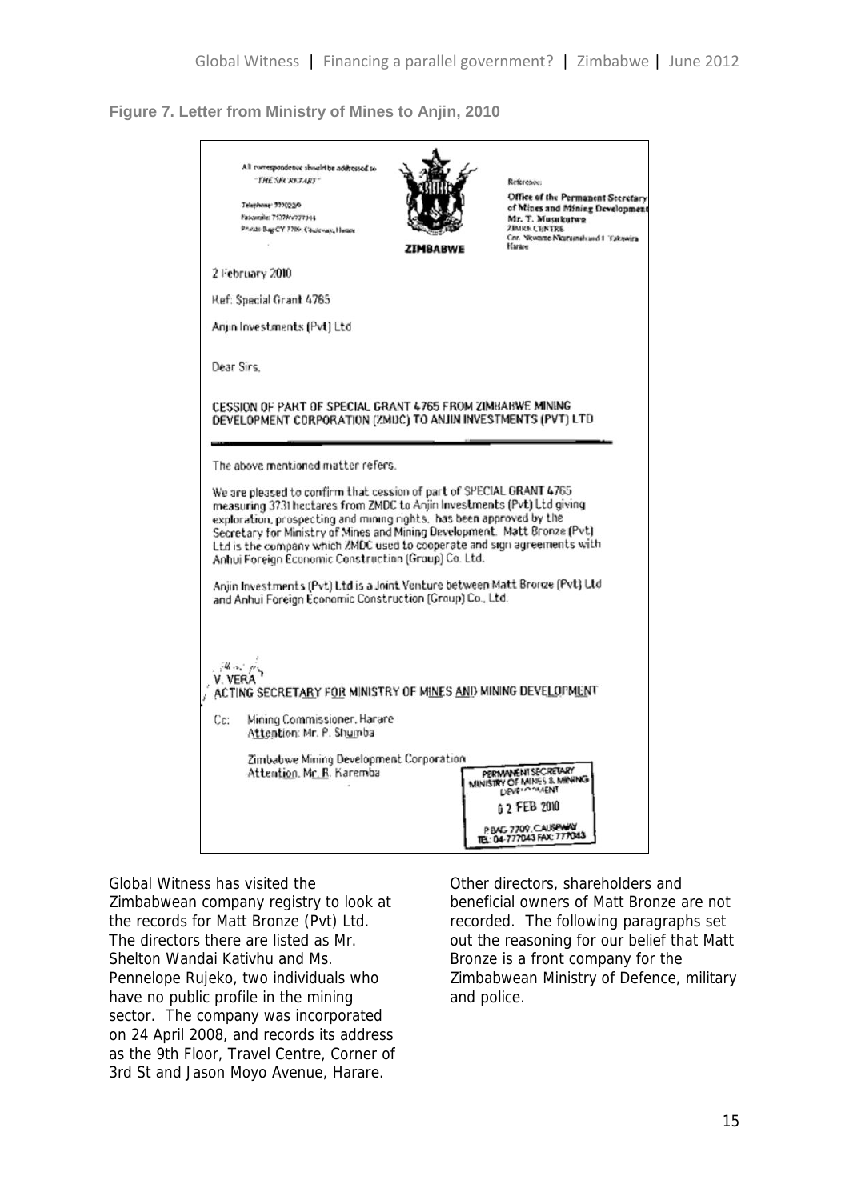**Figure 7. Letter from Ministry of Mines to Anjin, 2010**

All correspondence should be addressed to "THE SECRETARY"

Telephone: 777022/9
Facsimile: 777043/777044
Private Bag CY 7709, Causeway, Harare

ZIMBABWE

Reference:

Office of the Permanent Secretary of Mines and Mining Development
Mr. T. Musukutwa
ZIMRE CENTRE
Cnr. Nkwame Nkrumah and L Takawira
Harare

2 February 2010

Ref: Special Grant 4765

Anjin Investments (Pvt) Ltd

Dear Sirs,

**CESSION OF PART OF SPECIAL GRANT 4765 FROM ZIMBABWE MINING DEVELOPMENT CORPORATION (ZMDC) TO ANJIN INVESTMENTS (PVT) LTD**

The above mentioned matter refers.

We are pleased to confirm that cession of part of SPECIAL GRANT 4765 measuring 3731 hectares from ZMDC to Anjin Investments (Pvt) Ltd giving exploration, prospecting and mining rights, has been approved by the Secretary for Ministry of Mines and Mining Development. Matt Bronze (Pvt) Ltd is the company which ZMDC used to cooperate and sign agreements with Anhui Foreign Economic Construction (Group) Co. Ltd.

Anjin Investments (Pvt) Ltd is a Joint Venture between Matt Bronze (Pvt) Ltd and Anhui Foreign Economic Construction (Group) Co., Ltd.

V. VERA
ACTING SECRETARY FOR MINISTRY OF MINES AND MINING DEVELOPMENT

Cc: Mining Commissioner, Harare
Attention: Mr. P. Shumba

Zimbabwe Mining Development Corporation
Attention. Mr R. Karemba

PERMANENT SECRETARY
MINISTRY OF MINES & MINING DEVELOPMENT
02 FEB 2010
P.BAG 7709, CAUSEWAY
TEL: 04-777043 FAX: 777043

Global Witness has visited the Zimbabwean company registry to look at the records for Matt Bronze (Pvt) Ltd. The directors there are listed as Mr. Shelton Wandai Kativhu and Ms. Pennelope Rujeko, two individuals who have no public profile in the mining sector. The company was incorporated on 24 April 2008, and records its address as the 9th Floor, Travel Centre, Corner of 3rd St and Jason Moyo Avenue, Harare.

Other directors, shareholders and beneficial owners of Matt Bronze are not recorded. The following paragraphs set out the reasoning for our belief that Matt Bronze is a front company for the Zimbabwean Ministry of Defence, military and police.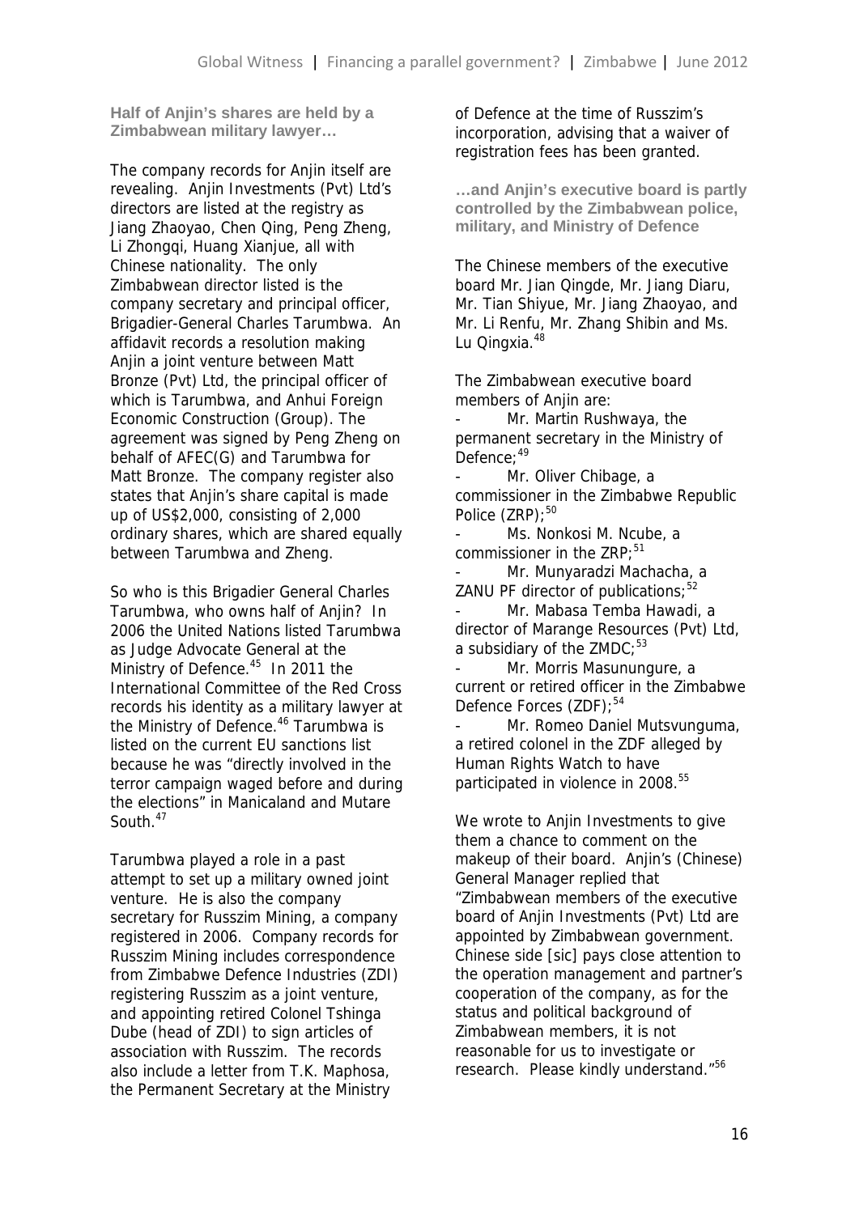### Half of Anjin's shares are held by a Zimbabwean military lawyer…

The company records for Anjin itself are revealing. Anjin Investments (Pvt) Ltd's directors are listed at the registry as Jiang Zhaoyao, Chen Qing, Peng Zheng, Li Zhongqi, Huang Xianjue, all with Chinese nationality. The only Zimbabwean director listed is the company secretary and principal officer, Brigadier-General Charles Tarumbwa. An affidavit records a resolution making Anjin a joint venture between Matt Bronze (Pvt) Ltd, the principal officer of which is Tarumbwa, and Anhui Foreign Economic Construction (Group). The agreement was signed by Peng Zheng on behalf of AFEC(G) and Tarumbwa for Matt Bronze. The company register also states that Anjin's share capital is made up of US$2,000, consisting of 2,000 ordinary shares, which are shared equally between Tarumbwa and Zheng.

So who is this Brigadier General Charles Tarumbwa, who owns half of Anjin? In 2006 the United Nations listed Tarumbwa as Judge Advocate General at the Ministry of Defence.[45] In 2011 the International Committee of the Red Cross records his identity as a military lawyer at the Ministry of Defence.[46] Tarumbwa is listed on the current EU sanctions list because he was "directly involved in the terror campaign waged before and during the elections" in Manicaland and Mutare South.[47]

Tarumbwa played a role in a past attempt to set up a military owned joint venture. He is also the company secretary for Russzim Mining, a company registered in 2006. Company records for Russzim Mining includes correspondence from Zimbabwe Defence Industries (ZDI) registering Russzim as a joint venture, and appointing retired Colonel Tshinga Dube (head of ZDI) to sign articles of association with Russzim. The records also include a letter from T.K. Maphosa, the Permanent Secretary at the Ministry of Defence at the time of Russzim's incorporation, advising that a waiver of registration fees has been granted.

### …and Anjin's executive board is partly controlled by the Zimbabwean police, military, and Ministry of Defence

The Chinese members of the executive board Mr. Jian Qingde, Mr. Jiang Diaru, Mr. Tian Shiyue, Mr. Jiang Zhaoyao, and Mr. Li Renfu, Mr. Zhang Shibin and Ms. Lu Qingxia.[48]

The Zimbabwean executive board members of Anjin are:

- Mr. Martin Rushwaya, the permanent secretary in the Ministry of Defence;[49]
- Mr. Oliver Chibage, a commissioner in the Zimbabwe Republic Police (ZRP);[50]
- Ms. Nonkosi M. Ncube, a commissioner in the ZRP;[51]
- Mr. Munyaradzi Machacha, a ZANU PF director of publications;[52]
- Mr. Mabasa Temba Hawadi, a director of Marange Resources (Pvt) Ltd, a subsidiary of the ZMDC;[53]
- Mr. Morris Masunungure, a current or retired officer in the Zimbabwe Defence Forces (ZDF);[54]
- Mr. Romeo Daniel Mutsvunguma, a retired colonel in the ZDF alleged by Human Rights Watch to have participated in violence in 2008.[55]

We wrote to Anjin Investments to give them a chance to comment on the makeup of their board. Anjin's (Chinese) General Manager replied that "Zimbabwean members of the executive board of Anjin Investments (Pvt) Ltd are appointed by Zimbabwean government. Chinese side [sic] pays close attention to the operation management and partner's cooperation of the company, as for the status and political background of Zimbabwean members, it is not reasonable for us to investigate or research. Please kindly understand."[56]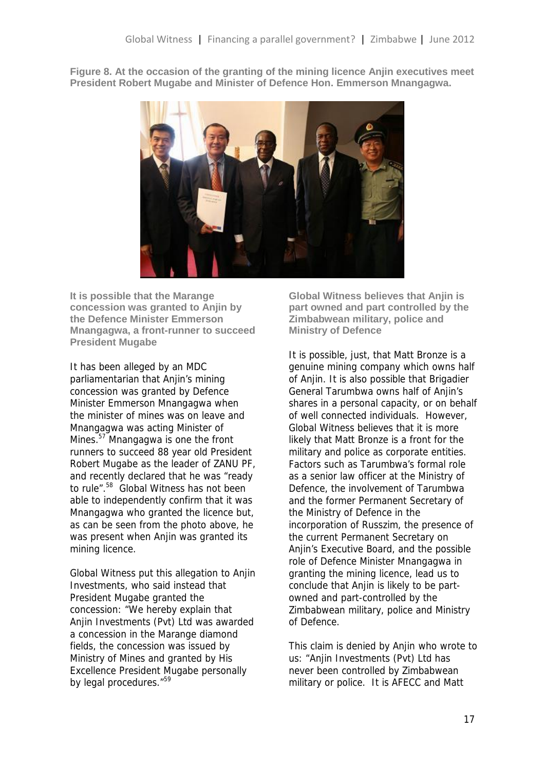**Figure 8. At the occasion of the granting of the mining licence Anjin executives meet President Robert Mugabe and Minister of Defence Hon. Emmerson Mnangagwa.**

### It is possible that the Marange concession was granted to Anjin by the Defence Minister Emmerson Mnangagwa, a front-runner to succeed President Mugabe

It has been alleged by an MDC parliamentarian that Anjin's mining concession was granted by Defence Minister Emmerson Mnangagwa when the minister of mines was on leave and Mnangagwa was acting Minister of Mines.[57] Mnangagwa is one the front runners to succeed 88 year old President Robert Mugabe as the leader of ZANU PF, and recently declared that he was "ready to rule".[58] Global Witness has not been able to independently confirm that it was Mnangagwa who granted the licence but, as can be seen from the photo above, he was present when Anjin was granted its mining licence.

Global Witness put this allegation to Anjin Investments, who said instead that President Mugabe granted the concession: "We hereby explain that Anjin Investments (Pvt) Ltd was awarded a concession in the Marange diamond fields, the concession was issued by Ministry of Mines and granted by His Excellence President Mugabe personally by legal procedures."[59]

### Global Witness believes that Anjin is part owned and part controlled by the Zimbabwean military, police and Ministry of Defence

It is possible, just, that Matt Bronze is a genuine mining company which owns half of Anjin. It is also possible that Brigadier General Tarumbwa owns half of Anjin's shares in a personal capacity, or on behalf of well connected individuals. However, Global Witness believes that it is more likely that Matt Bronze is a front for the military and police as corporate entities. Factors such as Tarumbwa's formal role as a senior law officer at the Ministry of Defence, the involvement of Tarumbwa and the former Permanent Secretary of the Ministry of Defence in the incorporation of Russzim, the presence of the current Permanent Secretary on Anjin's Executive Board, and the possible role of Defence Minister Mnangagwa in granting the mining licence, lead us to conclude that Anjin is likely to be part-owned and part-controlled by the Zimbabwean military, police and Ministry of Defence.

This claim is denied by Anjin who wrote to us: "Anjin Investments (Pvt) Ltd has never been controlled by Zimbabwean military or police. It is AFECC and Matt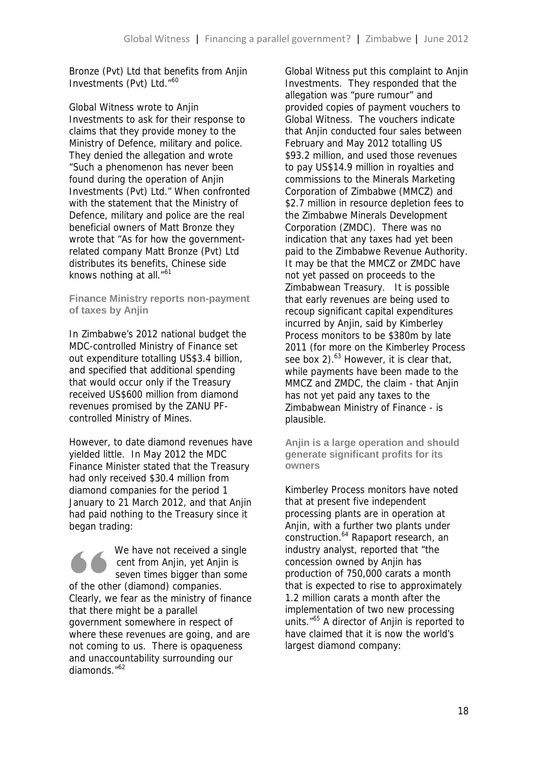Bronze (Pvt) Ltd that benefits from Anjin Investments (Pvt) Ltd."[60]

Global Witness wrote to Anjin Investments to ask for their response to claims that they provide money to the Ministry of Defence, military and police. They denied the allegation and wrote "Such a phenomenon has never been found during the operation of Anjin Investments (Pvt) Ltd." When confronted with the statement that the Ministry of Defence, military and police are the real beneficial owners of Matt Bronze they wrote that "As for how the government-related company Matt Bronze (Pvt) Ltd distributes its benefits, Chinese side knows nothing at all."[61]

### Finance Ministry reports non-payment of taxes by Anjin

In Zimbabwe's 2012 national budget the MDC-controlled Ministry of Finance set out expenditure totalling US$3.4 billion, and specified that additional spending that would occur only if the Treasury received US$600 million from diamond revenues promised by the ZANU PF-controlled Ministry of Mines.

However, to date diamond revenues have yielded little. In May 2012 the MDC Finance Minister stated that the Treasury had only received $30.4 million from diamond companies for the period 1 January to 21 March 2012, and that Anjin had paid nothing to the Treasury since it began trading:

> We have not received a single cent from Anjin, yet Anjin is seven times bigger than some of the other (diamond) companies. Clearly, we fear as the ministry of finance that there might be a parallel government somewhere in respect of where these revenues are going, and are not coming to us. There is opaqueness and unaccountability surrounding our diamonds."[62]

Global Witness put this complaint to Anjin Investments. They responded that the allegation was "pure rumour" and provided copies of payment vouchers to Global Witness. The vouchers indicate that Anjin conducted four sales between February and May 2012 totalling US $93.2 million, and used those revenues to pay US$14.9 million in royalties and commissions to the Minerals Marketing Corporation of Zimbabwe (MMCZ) and $2.7 million in resource depletion fees to the Zimbabwe Minerals Development Corporation (ZMDC). There was no indication that any taxes had yet been paid to the Zimbabwe Revenue Authority. It may be that the MMCZ or ZMDC have not yet passed on proceeds to the Zimbabwean Treasury. It is possible that early revenues are being used to recoup significant capital expenditures incurred by Anjin, said by Kimberley Process monitors to be $380m by late 2011 (for more on the Kimberley Process see box 2).[63] However, it is clear that, while payments have been made to the MMCZ and ZMDC, the claim - that Anjin has not yet paid any taxes to the Zimbabwean Ministry of Finance - is plausible.

### Anjin is a large operation and should generate significant profits for its owners

Kimberley Process monitors have noted that at present five independent processing plants are in operation at Anjin, with a further two plants under construction.[64] Rapaport research, an industry analyst, reported that "the concession owned by Anjin has production of 750,000 carats a month that is expected to rise to approximately 1.2 million carats a month after the implementation of two new processing units."[65] A director of Anjin is reported to have claimed that it is now the world's largest diamond company: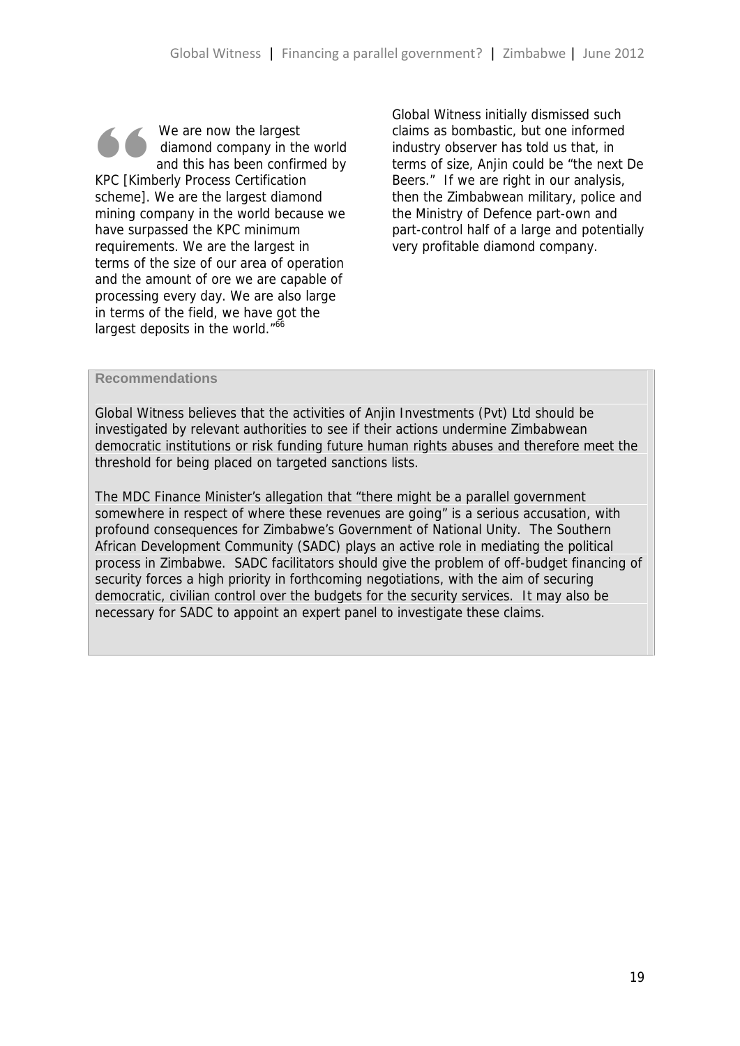> "We are now the largest diamond company in the world and this has been confirmed by KPC [Kimberly Process Certification scheme]. We are the largest diamond mining company in the world because we have surpassed the KPC minimum requirements. We are the largest in terms of the size of our area of operation and the amount of ore we are capable of processing every day. We are also large in terms of the field, we have got the largest deposits in the world."[66]

Global Witness initially dismissed such claims as bombastic, but one informed industry observer has told us that, in terms of size, Anjin could be "the next De Beers." If we are right in our analysis, then the Zimbabwean military, police and the Ministry of Defence part-own and part-control half of a large and potentially very profitable diamond company.

**Recommendations**

Global Witness believes that the activities of Anjin Investments (Pvt) Ltd should be investigated by relevant authorities to see if their actions undermine Zimbabwean democratic institutions or risk funding future human rights abuses and therefore meet the threshold for being placed on targeted sanctions lists.

The MDC Finance Minister's allegation that "there might be a parallel government somewhere in respect of where these revenues are going" is a serious accusation, with profound consequences for Zimbabwe's Government of National Unity. The Southern African Development Community (SADC) plays an active role in mediating the political process in Zimbabwe. SADC facilitators should give the problem of off-budget financing of security forces a high priority in forthcoming negotiations, with the aim of securing democratic, civilian control over the budgets for the security services. It may also be necessary for SADC to appoint an expert panel to investigate these claims.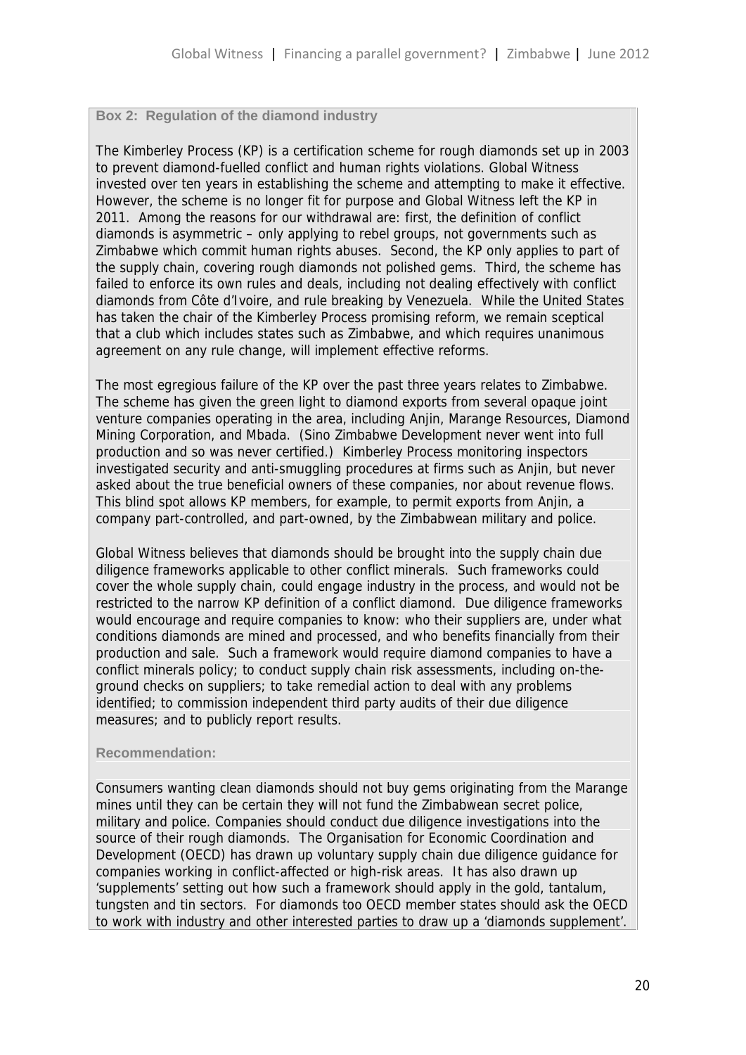**Box 2: Regulation of the diamond industry**

The Kimberley Process (KP) is a certification scheme for rough diamonds set up in 2003 to prevent diamond-fuelled conflict and human rights violations. Global Witness invested over ten years in establishing the scheme and attempting to make it effective. However, the scheme is no longer fit for purpose and Global Witness left the KP in 2011. Among the reasons for our withdrawal are: first, the definition of conflict diamonds is asymmetric – only applying to rebel groups, not governments such as Zimbabwe which commit human rights abuses. Second, the KP only applies to part of the supply chain, covering rough diamonds not polished gems. Third, the scheme has failed to enforce its own rules and deals, including not dealing effectively with conflict diamonds from Côte d'Ivoire, and rule breaking by Venezuela. While the United States has taken the chair of the Kimberley Process promising reform, we remain sceptical that a club which includes states such as Zimbabwe, and which requires unanimous agreement on any rule change, will implement effective reforms.

The most egregious failure of the KP over the past three years relates to Zimbabwe. The scheme has given the green light to diamond exports from several opaque joint venture companies operating in the area, including Anjin, Marange Resources, Diamond Mining Corporation, and Mbada. (Sino Zimbabwe Development never went into full production and so was never certified.) Kimberley Process monitoring inspectors investigated security and anti-smuggling procedures at firms such as Anjin, but never asked about the true beneficial owners of these companies, nor about revenue flows. This blind spot allows KP members, for example, to permit exports from Anjin, a company part-controlled, and part-owned, by the Zimbabwean military and police.

Global Witness believes that diamonds should be brought into the supply chain due diligence frameworks applicable to other conflict minerals. Such frameworks could cover the whole supply chain, could engage industry in the process, and would not be restricted to the narrow KP definition of a conflict diamond. Due diligence frameworks would encourage and require companies to know: who their suppliers are, under what conditions diamonds are mined and processed, and who benefits financially from their production and sale. Such a framework would require diamond companies to have a conflict minerals policy; to conduct supply chain risk assessments, including on-the-ground checks on suppliers; to take remedial action to deal with any problems identified; to commission independent third party audits of their due diligence measures; and to publicly report results.

**Recommendation:**

Consumers wanting clean diamonds should not buy gems originating from the Marange mines until they can be certain they will not fund the Zimbabwean secret police, military and police. Companies should conduct due diligence investigations into the source of their rough diamonds. The Organisation for Economic Coordination and Development (OECD) has drawn up voluntary supply chain due diligence guidance for companies working in conflict-affected or high-risk areas. It has also drawn up 'supplements' setting out how such a framework should apply in the gold, tantalum, tungsten and tin sectors. For diamonds too OECD member states should ask the OECD to work with industry and other interested parties to draw up a 'diamonds supplement'.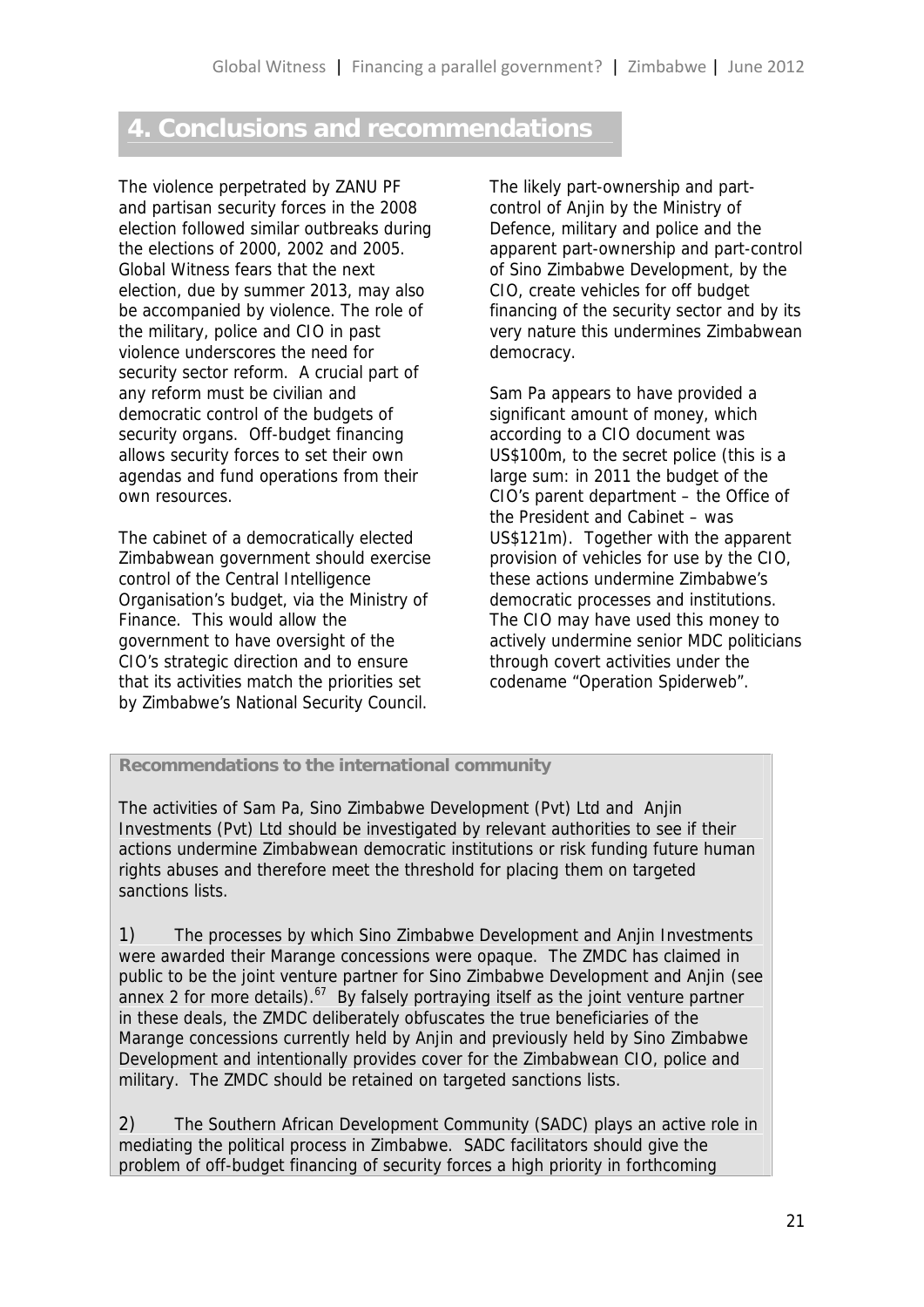# 4. Conclusions and recommendations

The violence perpetrated by ZANU PF and partisan security forces in the 2008 election followed similar outbreaks during the elections of 2000, 2002 and 2005. Global Witness fears that the next election, due by summer 2013, may also be accompanied by violence. The role of the military, police and CIO in past violence underscores the need for security sector reform. A crucial part of any reform must be civilian and democratic control of the budgets of security organs. Off-budget financing allows security forces to set their own agendas and fund operations from their own resources.

The cabinet of a democratically elected Zimbabwean government should exercise control of the Central Intelligence Organisation's budget, via the Ministry of Finance. This would allow the government to have oversight of the CIO's strategic direction and to ensure that its activities match the priorities set by Zimbabwe's National Security Council.

The likely part-ownership and part-control of Anjin by the Ministry of Defence, military and police and the apparent part-ownership and part-control of Sino Zimbabwe Development, by the CIO, create vehicles for off budget financing of the security sector and by its very nature this undermines Zimbabwean democracy.

Sam Pa appears to have provided a significant amount of money, which according to a CIO document was US$100m, to the secret police (this is a large sum: in 2011 the budget of the CIO's parent department – the Office of the President and Cabinet – was US$121m). Together with the apparent provision of vehicles for use by the CIO, these actions undermine Zimbabwe's democratic processes and institutions. The CIO may have used this money to actively undermine senior MDC politicians through covert activities under the codename "Operation Spiderweb".

**Recommendations to the international community**

The activities of Sam Pa, Sino Zimbabwe Development (Pvt) Ltd and Anjin Investments (Pvt) Ltd should be investigated by relevant authorities to see if their actions undermine Zimbabwean democratic institutions or risk funding future human rights abuses and therefore meet the threshold for placing them on targeted sanctions lists.

1) The processes by which Sino Zimbabwe Development and Anjin Investments were awarded their Marange concessions were opaque. The ZMDC has claimed in public to be the joint venture partner for Sino Zimbabwe Development and Anjin (see annex 2 for more details).[67] By falsely portraying itself as the joint venture partner in these deals, the ZMDC deliberately obfuscates the true beneficiaries of the Marange concessions currently held by Anjin and previously held by Sino Zimbabwe Development and intentionally provides cover for the Zimbabwean CIO, police and military. The ZMDC should be retained on targeted sanctions lists.

2) The Southern African Development Community (SADC) plays an active role in mediating the political process in Zimbabwe. SADC facilitators should give the problem of off-budget financing of security forces a high priority in forthcoming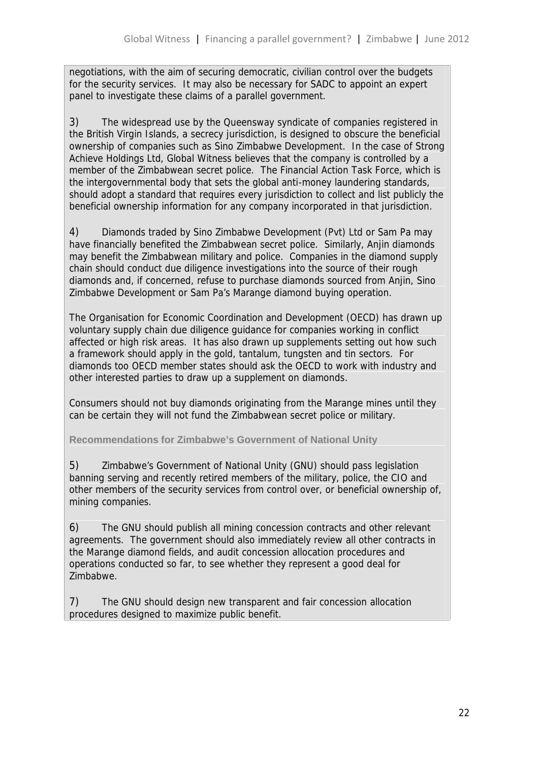negotiations, with the aim of securing democratic, civilian control over the budgets for the security services. It may also be necessary for SADC to appoint an expert panel to investigate these claims of a parallel government.

3) The widespread use by the Queensway syndicate of companies registered in the British Virgin Islands, a secrecy jurisdiction, is designed to obscure the beneficial ownership of companies such as Sino Zimbabwe Development. In the case of Strong Achieve Holdings Ltd, Global Witness believes that the company is controlled by a member of the Zimbabwean secret police. The Financial Action Task Force, which is the intergovernmental body that sets the global anti-money laundering standards, should adopt a standard that requires every jurisdiction to collect and list publicly the beneficial ownership information for any company incorporated in that jurisdiction.

4) Diamonds traded by Sino Zimbabwe Development (Pvt) Ltd or Sam Pa may have financially benefited the Zimbabwean secret police. Similarly, Anjin diamonds may benefit the Zimbabwean military and police. Companies in the diamond supply chain should conduct due diligence investigations into the source of their rough diamonds and, if concerned, refuse to purchase diamonds sourced from Anjin, Sino Zimbabwe Development or Sam Pa's Marange diamond buying operation.

The Organisation for Economic Coordination and Development (OECD) has drawn up voluntary supply chain due diligence guidance for companies working in conflict affected or high risk areas. It has also drawn up supplements setting out how such a framework should apply in the gold, tantalum, tungsten and tin sectors. For diamonds too OECD member states should ask the OECD to work with industry and other interested parties to draw up a supplement on diamonds.

Consumers should not buy diamonds originating from the Marange mines until they can be certain they will not fund the Zimbabwean secret police or military.

### Recommendations for Zimbabwe's Government of National Unity

5) Zimbabwe's Government of National Unity (GNU) should pass legislation banning serving and recently retired members of the military, police, the CIO and other members of the security services from control over, or beneficial ownership of, mining companies.

6) The GNU should publish all mining concession contracts and other relevant agreements. The government should also immediately review all other contracts in the Marange diamond fields, and audit concession allocation procedures and operations conducted so far, to see whether they represent a good deal for Zimbabwe.

7) The GNU should design new transparent and fair concession allocation procedures designed to maximize public benefit.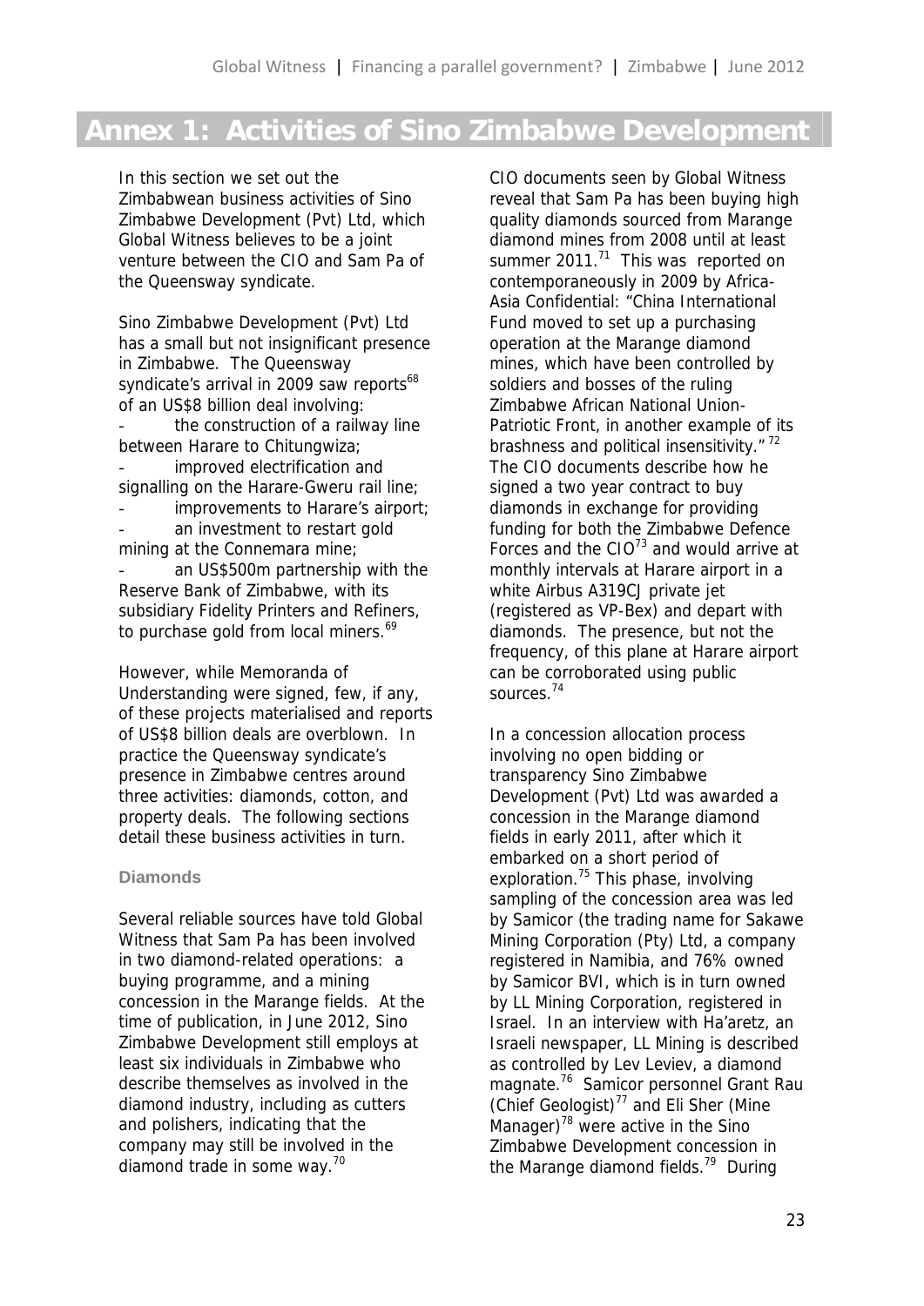# Annex 1: Activities of Sino Zimbabwe Development

In this section we set out the Zimbabwean business activities of Sino Zimbabwe Development (Pvt) Ltd, which Global Witness believes to be a joint venture between the CIO and Sam Pa of the Queensway syndicate.

Sino Zimbabwe Development (Pvt) Ltd has a small but not insignificant presence in Zimbabwe. The Queensway syndicate's arrival in 2009 saw reports[68] of an US$8 billion deal involving:

- the construction of a railway line between Harare to Chitungwiza;
- improved electrification and signalling on the Harare-Gweru rail line;
- improvements to Harare's airport;
- an investment to restart gold mining at the Connemara mine;
- an US$500m partnership with the Reserve Bank of Zimbabwe, with its subsidiary Fidelity Printers and Refiners, to purchase gold from local miners.[69]

However, while Memoranda of Understanding were signed, few, if any, of these projects materialised and reports of US$8 billion deals are overblown. In practice the Queensway syndicate's presence in Zimbabwe centres around three activities: diamonds, cotton, and property deals. The following sections detail these business activities in turn.

### Diamonds

Several reliable sources have told Global Witness that Sam Pa has been involved in two diamond-related operations: a buying programme, and a mining concession in the Marange fields. At the time of publication, in June 2012, Sino Zimbabwe Development still employs at least six individuals in Zimbabwe who describe themselves as involved in the diamond industry, including as cutters and polishers, indicating that the company may still be involved in the diamond trade in some way.[70]

CIO documents seen by Global Witness reveal that Sam Pa has been buying high quality diamonds sourced from Marange diamond mines from 2008 until at least summer 2011.[71] This was reported on contemporaneously in 2009 by Africa-Asia Confidential: "China International Fund moved to set up a purchasing operation at the Marange diamond mines, which have been controlled by soldiers and bosses of the ruling Zimbabwe African National Union-Patriotic Front, in another example of its brashness and political insensitivity."[72] The CIO documents describe how he signed a two year contract to buy diamonds in exchange for providing funding for both the Zimbabwe Defence Forces and the CIO[73] and would arrive at monthly intervals at Harare airport in a white Airbus A319CJ private jet (registered as VP-Bex) and depart with diamonds. The presence, but not the frequency, of this plane at Harare airport can be corroborated using public sources.[74]

In a concession allocation process involving no open bidding or transparency Sino Zimbabwe Development (Pvt) Ltd was awarded a concession in the Marange diamond fields in early 2011, after which it embarked on a short period of exploration.[75] This phase, involving sampling of the concession area was led by Samicor (the trading name for Sakawe Mining Corporation (Pty) Ltd, a company registered in Namibia, and 76% owned by Samicor BVI, which is in turn owned by LL Mining Corporation, registered in Israel. In an interview with Ha'aretz, an Israeli newspaper, LL Mining is described as controlled by Lev Leviev, a diamond magnate.[76] Samicor personnel Grant Rau (Chief Geologist)[77] and Eli Sher (Mine Manager)[78] were active in the Sino Zimbabwe Development concession in the Marange diamond fields.[79] During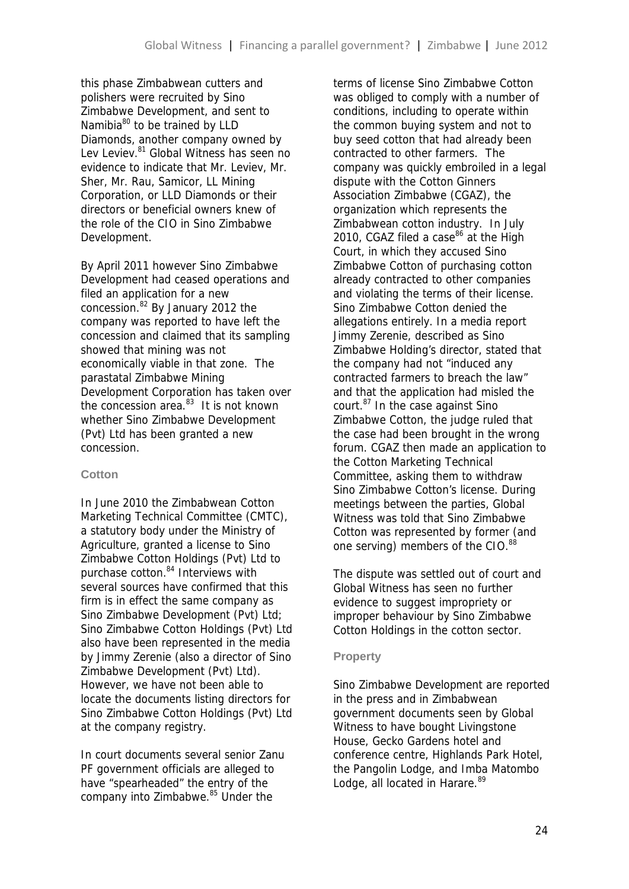this phase Zimbabwean cutters and polishers were recruited by Sino Zimbabwe Development, and sent to Namibia[80] to be trained by LLD Diamonds, another company owned by Lev Leviev.[81] Global Witness has seen no evidence to indicate that Mr. Leviev, Mr. Sher, Mr. Rau, Samicor, LL Mining Corporation, or LLD Diamonds or their directors or beneficial owners knew of the role of the CIO in Sino Zimbabwe Development.

By April 2011 however Sino Zimbabwe Development had ceased operations and filed an application for a new concession.[82] By January 2012 the company was reported to have left the concession and claimed that its sampling showed that mining was not economically viable in that zone. The parastatal Zimbabwe Mining Development Corporation has taken over the concession area.[83] It is not known whether Sino Zimbabwe Development (Pvt) Ltd has been granted a new concession.

### Cotton

In June 2010 the Zimbabwean Cotton Marketing Technical Committee (CMTC), a statutory body under the Ministry of Agriculture, granted a license to Sino Zimbabwe Cotton Holdings (Pvt) Ltd to purchase cotton.[84] Interviews with several sources have confirmed that this firm is in effect the same company as Sino Zimbabwe Development (Pvt) Ltd; Sino Zimbabwe Cotton Holdings (Pvt) Ltd also have been represented in the media by Jimmy Zerenie (also a director of Sino Zimbabwe Development (Pvt) Ltd). However, we have not been able to locate the documents listing directors for Sino Zimbabwe Cotton Holdings (Pvt) Ltd at the company registry.

In court documents several senior Zanu PF government officials are alleged to have "spearheaded" the entry of the company into Zimbabwe.[85] Under the terms of license Sino Zimbabwe Cotton was obliged to comply with a number of conditions, including to operate within the common buying system and not to buy seed cotton that had already been contracted to other farmers. The company was quickly embroiled in a legal dispute with the Cotton Ginners Association Zimbabwe (CGAZ), the organization which represents the Zimbabwean cotton industry. In July 2010, CGAZ filed a case[86] at the High Court, in which they accused Sino Zimbabwe Cotton of purchasing cotton already contracted to other companies and violating the terms of their license. Sino Zimbabwe Cotton denied the allegations entirely. In a media report Jimmy Zerenie, described as Sino Zimbabwe Holding's director, stated that the company had not "induced any contracted farmers to breach the law" and that the application had misled the court.[87] In the case against Sino Zimbabwe Cotton, the judge ruled that the case had been brought in the wrong forum. CGAZ then made an application to the Cotton Marketing Technical Committee, asking them to withdraw Sino Zimbabwe Cotton's license. During meetings between the parties, Global Witness was told that Sino Zimbabwe Cotton was represented by former (and one serving) members of the CIO.[88]

The dispute was settled out of court and Global Witness has seen no further evidence to suggest impropriety or improper behaviour by Sino Zimbabwe Cotton Holdings in the cotton sector.

### Property

Sino Zimbabwe Development are reported in the press and in Zimbabwean government documents seen by Global Witness to have bought Livingstone House, Gecko Gardens hotel and conference centre, Highlands Park Hotel, the Pangolin Lodge, and Imba Matombo Lodge, all located in Harare.[89]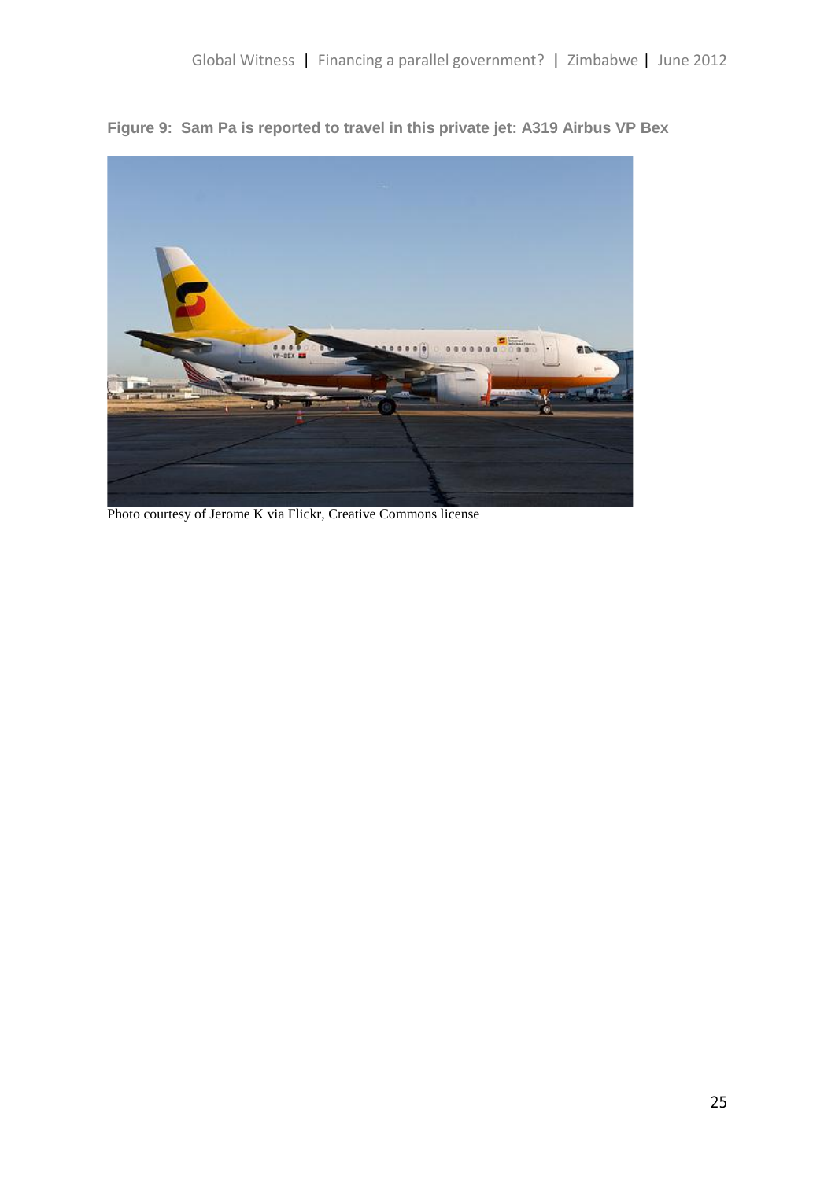**Figure 9: Sam Pa is reported to travel in this private jet: A319 Airbus VP Bex**

Photo courtesy of Jerome K via Flickr, Creative Commons license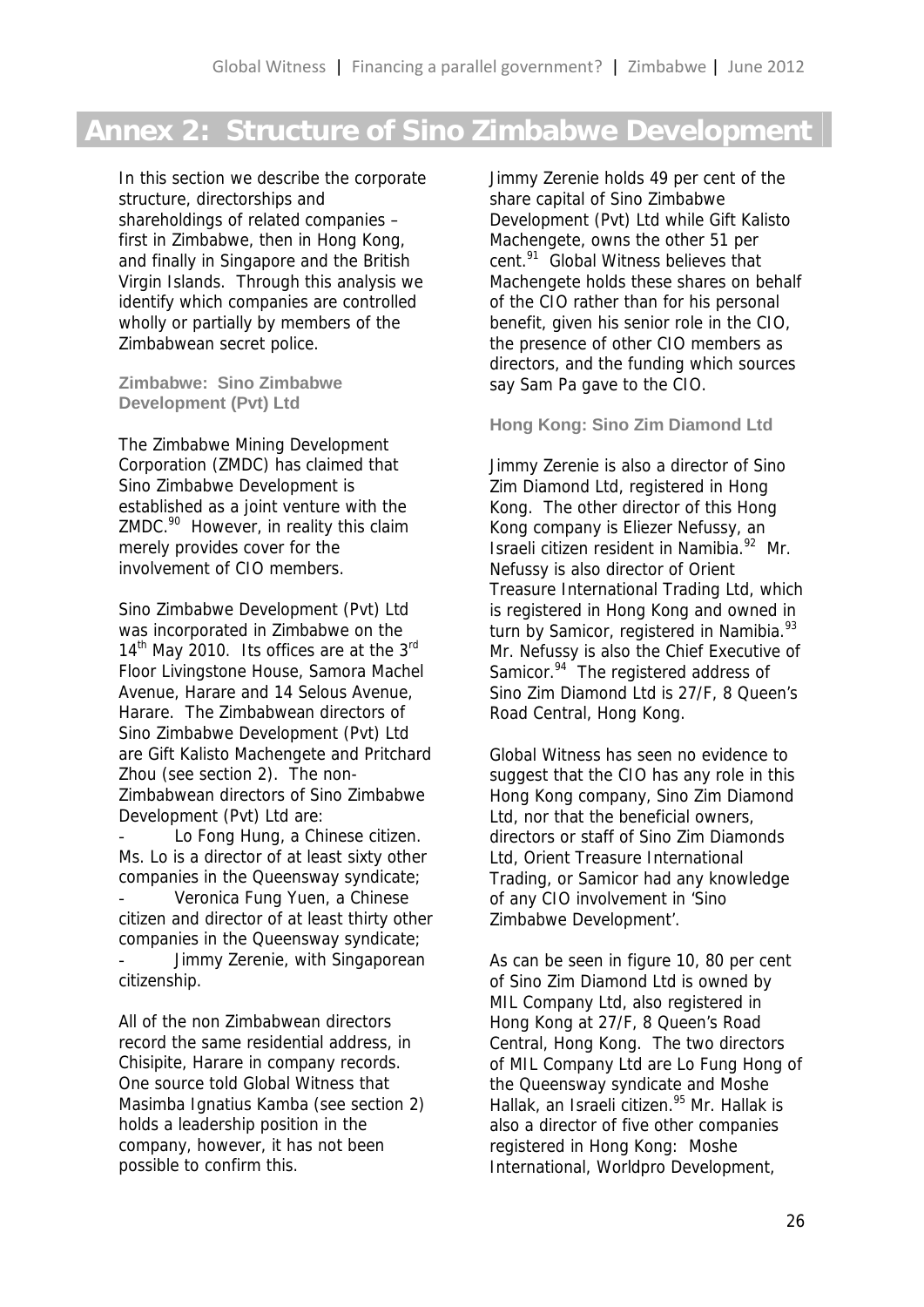# Annex 2: Structure of Sino Zimbabwe Development

In this section we describe the corporate structure, directorships and shareholdings of related companies – first in Zimbabwe, then in Hong Kong, and finally in Singapore and the British Virgin Islands. Through this analysis we identify which companies are controlled wholly or partially by members of the Zimbabwean secret police.

### Zimbabwe: Sino Zimbabwe Development (Pvt) Ltd

The Zimbabwe Mining Development Corporation (ZMDC) has claimed that Sino Zimbabwe Development is established as a joint venture with the ZMDC.[90] However, in reality this claim merely provides cover for the involvement of CIO members.

Sino Zimbabwe Development (Pvt) Ltd was incorporated in Zimbabwe on the 14th May 2010. Its offices are at the 3rd Floor Livingstone House, Samora Machel Avenue, Harare and 14 Selous Avenue, Harare. The Zimbabwean directors of Sino Zimbabwe Development (Pvt) Ltd are Gift Kalisto Machengete and Pritchard Zhou (see section 2). The non-Zimbabwean directors of Sino Zimbabwe Development (Pvt) Ltd are:

- Lo Fong Hung, a Chinese citizen. Ms. Lo is a director of at least sixty other companies in the Queensway syndicate;
- Veronica Fung Yuen, a Chinese citizen and director of at least thirty other companies in the Queensway syndicate;
- Jimmy Zerenie, with Singaporean citizenship.

All of the non Zimbabwean directors record the same residential address, in Chisipite, Harare in company records. One source told Global Witness that Masimba Ignatius Kamba (see section 2) holds a leadership position in the company, however, it has not been possible to confirm this.

Jimmy Zerenie holds 49 per cent of the share capital of Sino Zimbabwe Development (Pvt) Ltd while Gift Kalisto Machengete, owns the other 51 per cent.[91] Global Witness believes that Machengete holds these shares on behalf of the CIO rather than for his personal benefit, given his senior role in the CIO, the presence of other CIO members as directors, and the funding which sources say Sam Pa gave to the CIO.

### Hong Kong: Sino Zim Diamond Ltd

Jimmy Zerenie is also a director of Sino Zim Diamond Ltd, registered in Hong Kong. The other director of this Hong Kong company is Eliezer Nefussy, an Israeli citizen resident in Namibia.[92] Mr. Nefussy is also director of Orient Treasure International Trading Ltd, which is registered in Hong Kong and owned in turn by Samicor, registered in Namibia.[93] Mr. Nefussy is also the Chief Executive of Samicor.[94] The registered address of Sino Zim Diamond Ltd is 27/F, 8 Queen's Road Central, Hong Kong.

Global Witness has seen no evidence to suggest that the CIO has any role in this Hong Kong company, Sino Zim Diamond Ltd, nor that the beneficial owners, directors or staff of Sino Zim Diamonds Ltd, Orient Treasure International Trading, or Samicor had any knowledge of any CIO involvement in 'Sino Zimbabwe Development'.

As can be seen in figure 10, 80 per cent of Sino Zim Diamond Ltd is owned by MIL Company Ltd, also registered in Hong Kong at 27/F, 8 Queen's Road Central, Hong Kong. The two directors of MIL Company Ltd are Lo Fung Hong of the Queensway syndicate and Moshe Hallak, an Israeli citizen.[95] Mr. Hallak is also a director of five other companies registered in Hong Kong: Moshe International, Worldpro Development,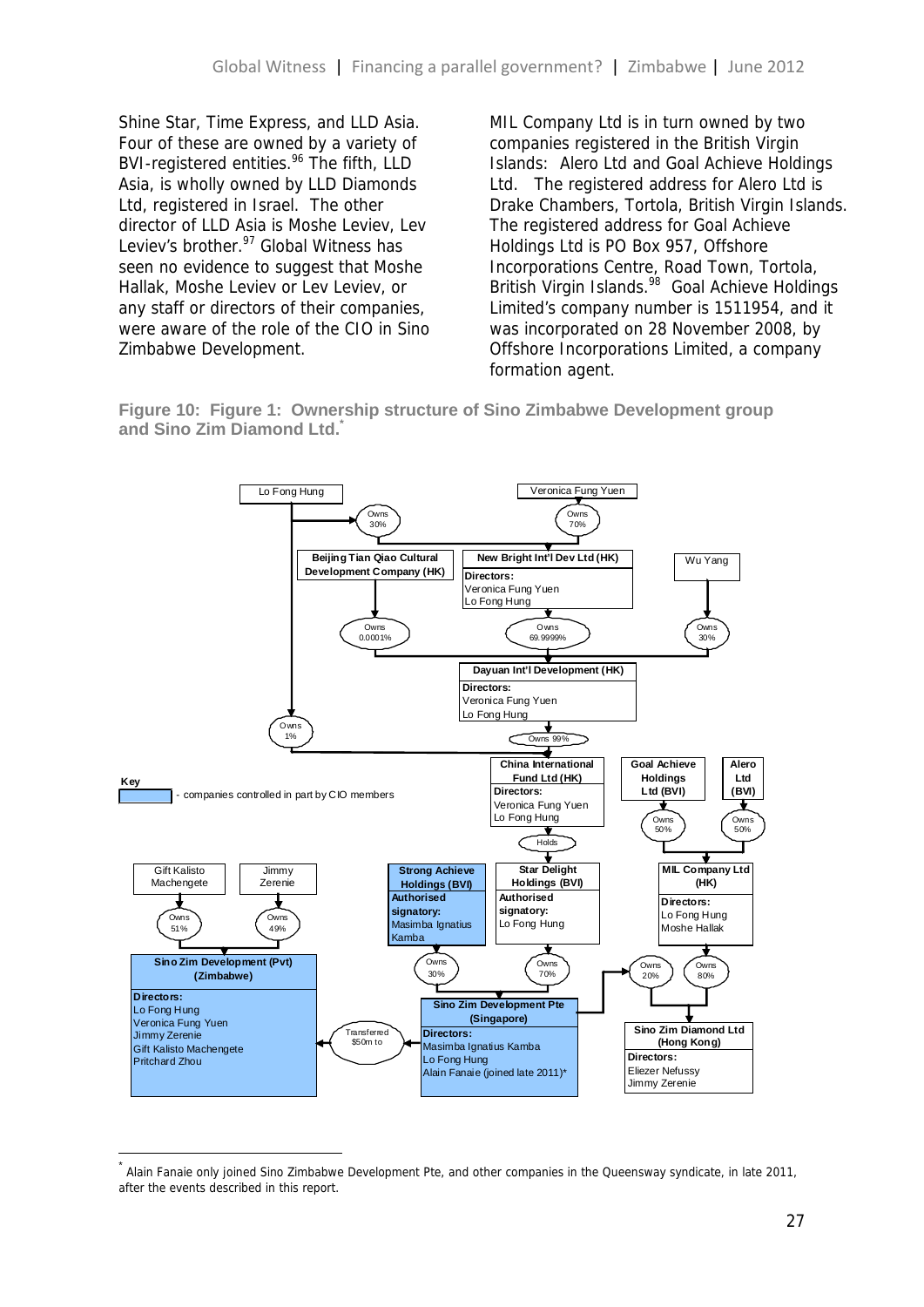Shine Star, Time Express, and LLD Asia. Four of these are owned by a variety of BVI-registered entities.[96] The fifth, LLD Asia, is wholly owned by LLD Diamonds Ltd, registered in Israel. The other director of LLD Asia is Moshe Leviev, Lev Leviev's brother.[97] Global Witness has seen no evidence to suggest that Moshe Hallak, Moshe Leviev or Lev Leviev, or any staff or directors of their companies, were aware of the role of the CIO in Sino Zimbabwe Development.

MIL Company Ltd is in turn owned by two companies registered in the British Virgin Islands: Alero Ltd and Goal Achieve Holdings Ltd. The registered address for Alero Ltd is Drake Chambers, Tortola, British Virgin Islands. The registered address for Goal Achieve Holdings Ltd is PO Box 957, Offshore Incorporations Centre, Road Town, Tortola, British Virgin Islands.[98] Goal Achieve Holdings Limited's company number is 1511954, and it was incorporated on 28 November 2008, by Offshore Incorporations Limited, a company formation agent.

**Figure 10: Figure 1: Ownership structure of Sino Zimbabwe Development group and Sino Zim Diamond Ltd.***

Lo Fong Hung

Veronica Fung Yuen

Owns 30%

Owns 70%

**Beijing Tian Qiao Cultural Development Company (HK)**

**New Bright Int'l Dev Ltd (HK)**
**Directors:**
Veronica Fung Yuen
Lo Fong Hung

Wu Yang

Owns 0.0001%

Owns 69.9999%

Owns 30%

**Dayuan Int'l Development (HK)**
**Directors:**
Veronica Fung Yuen
Lo Fong Hung

Owns 1%

Owns 99%

**China International Fund Ltd (HK)**
**Directors:**
Veronica Fung Yuen
Lo Fong Hung

**Goal Achieve Holdings Ltd (BVI)**

**Alero Ltd (BVI)**

**Key**
- companies controlled in part by CIO members

Owns 50%

Owns 50%

Holds

Gift Kalisto Machengete

Jimmy Zerenie

**Strong Achieve Holdings (BVI)**
**Authorised signatory:**
Masimba Ignatius Kamba

**Star Delight Holdings (BVI)**
**Authorised signatory:**
Lo Fong Hung

**MIL Company Ltd (HK)**
**Directors:**
Lo Fong Hung
Moshe Hallak

Owns 51%

Owns 49%

**Sino Zim Development (Pvt) (Zimbabwe)**
**Directors:**
Lo Fong Hung
Veronica Fung Yuen
Jimmy Zerenie
Gift Kalisto Machengete
Pritchard Zhou

Owns 30%

Owns 70%

Owns 20%

Owns 80%

Transferred $50m to

**Sino Zim Development Pte (Singapore)**
**Directors:**
Masimba Ignatius Kamba
Lo Fong Hung
Alain Fanaie (joined late 2011)*

**Sino Zim Diamond Ltd (Hong Kong)**
**Directors:**
Eliezer Nefussy
Jimmy Zerenie

\* Alain Fanaie only joined Sino Zimbabwe Development Pte, and other companies in the Queensway syndicate, in late 2011, after the events described in this report.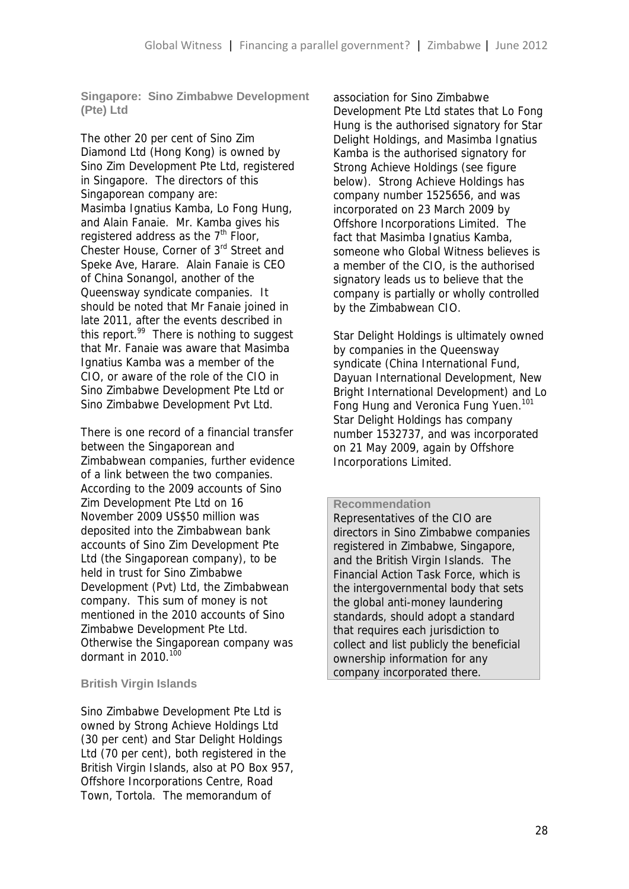### Singapore: Sino Zimbabwe Development (Pte) Ltd

The other 20 per cent of Sino Zim Diamond Ltd (Hong Kong) is owned by Sino Zim Development Pte Ltd, registered in Singapore. The directors of this Singaporean company are: Masimba Ignatius Kamba, Lo Fong Hung, and Alain Fanaie. Mr. Kamba gives his registered address as the 7th Floor, Chester House, Corner of 3rd Street and Speke Ave, Harare. Alain Fanaie is CEO of China Sonangol, another of the Queensway syndicate companies. It should be noted that Mr Fanaie joined in late 2011, after the events described in this report.[99] There is nothing to suggest that Mr. Fanaie was aware that Masimba Ignatius Kamba was a member of the CIO, or aware of the role of the CIO in Sino Zimbabwe Development Pte Ltd or Sino Zimbabwe Development Pvt Ltd.

There is one record of a financial transfer between the Singaporean and Zimbabwean companies, further evidence of a link between the two companies. According to the 2009 accounts of Sino Zim Development Pte Ltd on 16 November 2009 US$50 million was deposited into the Zimbabwean bank accounts of Sino Zim Development Pte Ltd (the Singaporean company), to be held in trust for Sino Zimbabwe Development (Pvt) Ltd, the Zimbabwean company. This sum of money is not mentioned in the 2010 accounts of Sino Zimbabwe Development Pte Ltd. Otherwise the Singaporean company was dormant in 2010.[100]

### British Virgin Islands

Sino Zimbabwe Development Pte Ltd is owned by Strong Achieve Holdings Ltd (30 per cent) and Star Delight Holdings Ltd (70 per cent), both registered in the British Virgin Islands, also at PO Box 957, Offshore Incorporations Centre, Road Town, Tortola. The memorandum of association for Sino Zimbabwe Development Pte Ltd states that Lo Fong Hung is the authorised signatory for Star Delight Holdings, and Masimba Ignatius Kamba is the authorised signatory for Strong Achieve Holdings (see figure below). Strong Achieve Holdings has company number 1525656, and was incorporated on 23 March 2009 by Offshore Incorporations Limited. The fact that Masimba Ignatius Kamba, someone who Global Witness believes is a member of the CIO, is the authorised signatory leads us to believe that the company is partially or wholly controlled by the Zimbabwean CIO.

Star Delight Holdings is ultimately owned by companies in the Queensway syndicate (China International Fund, Dayuan International Development, New Bright International Development) and Lo Fong Hung and Veronica Fung Yuen.[101] Star Delight Holdings has company number 1532737, and was incorporated on 21 May 2009, again by Offshore Incorporations Limited.

> **Recommendation**
>
> Representatives of the CIO are directors in Sino Zimbabwe companies registered in Zimbabwe, Singapore, and the British Virgin Islands. The Financial Action Task Force, which is the intergovernmental body that sets the global anti-money laundering standards, should adopt a standard that requires each jurisdiction to collect and list publicly the beneficial ownership information for any company incorporated there.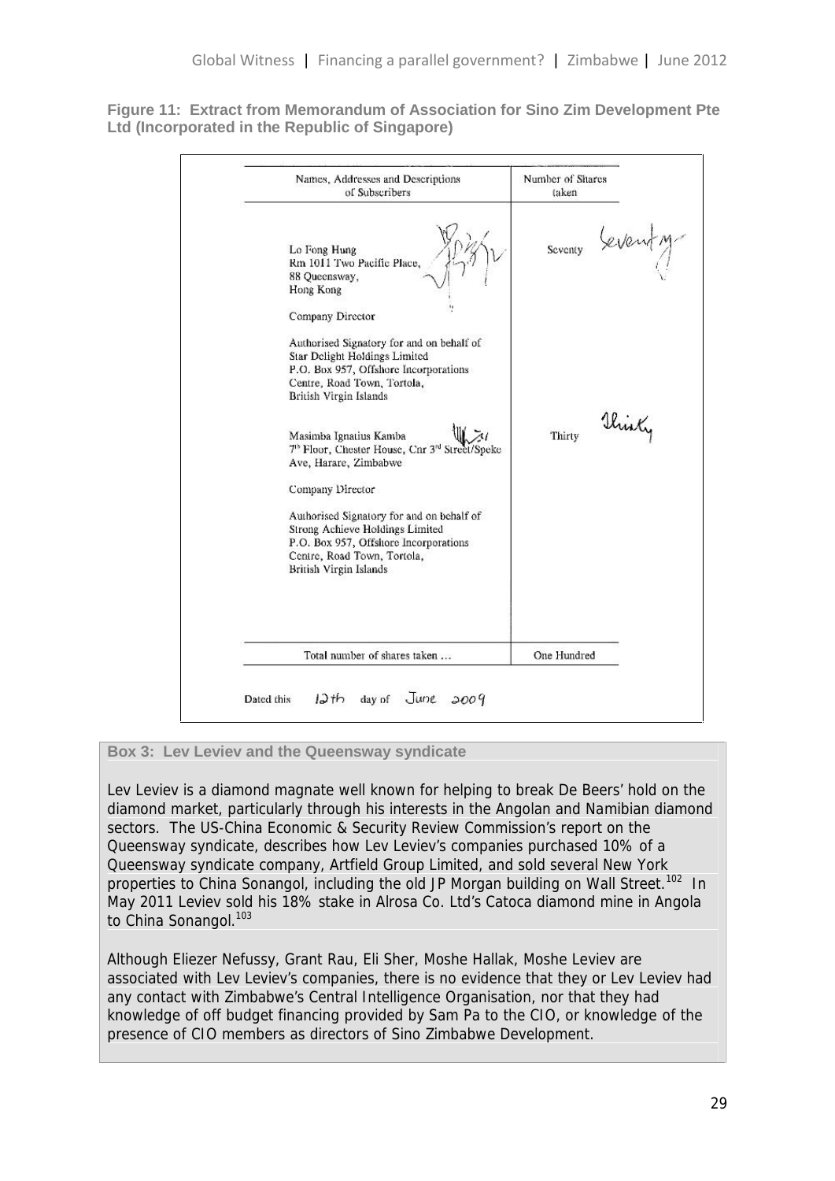**Figure 11: Extract from Memorandum of Association for Sino Zim Development Pte Ltd (Incorporated in the Republic of Singapore)**

| Names, Addresses and Descriptions of Subscribers | Number of Shares taken |
|---|---|
| Lo Fong Hung<br>Rm 1011 Two Pacific Place,<br>88 Queensway,<br>Hong Kong<br><br>Company Director<br><br>Authorised Signatory for and on behalf of<br>Star Delight Holdings Limited<br>P.O. Box 957, Offshore Incorporations<br>Centre, Road Town, Tortola,<br>British Virgin Islands | Seventy Seventy |
| Masimba Ignatius Kamba<br>7th Floor, Chester House, Cnr 3rd Street/Speke<br>Ave, Harare, Zimbabwe<br><br>Company Director<br><br>Authorised Signatory for and on behalf of<br>Strong Achieve Holdings Limited<br>P.O. Box 957, Offshore Incorporations<br>Centre, Road Town, Tortola,<br>British Virgin Islands | Thirty Thirty |
| Total number of shares taken … | One Hundred |

Dated this 12th day of June 2009

**Box 3: Lev Leviev and the Queensway syndicate**

Lev Leviev is a diamond magnate well known for helping to break De Beers' hold on the diamond market, particularly through his interests in the Angolan and Namibian diamond sectors. The US-China Economic & Security Review Commission's report on the Queensway syndicate, describes how Lev Leviev's companies purchased 10% of a Queensway syndicate company, Artfield Group Limited, and sold several New York properties to China Sonangol, including the old JP Morgan building on Wall Street.[102] In May 2011 Leviev sold his 18% stake in Alrosa Co. Ltd's Catoca diamond mine in Angola to China Sonangol.[103]

Although Eliezer Nefussy, Grant Rau, Eli Sher, Moshe Hallak, Moshe Leviev are associated with Lev Leviev's companies, there is no evidence that they or Lev Leviev had any contact with Zimbabwe's Central Intelligence Organisation, nor that they had knowledge of off budget financing provided by Sam Pa to the CIO, or knowledge of the presence of CIO members as directors of Sino Zimbabwe Development.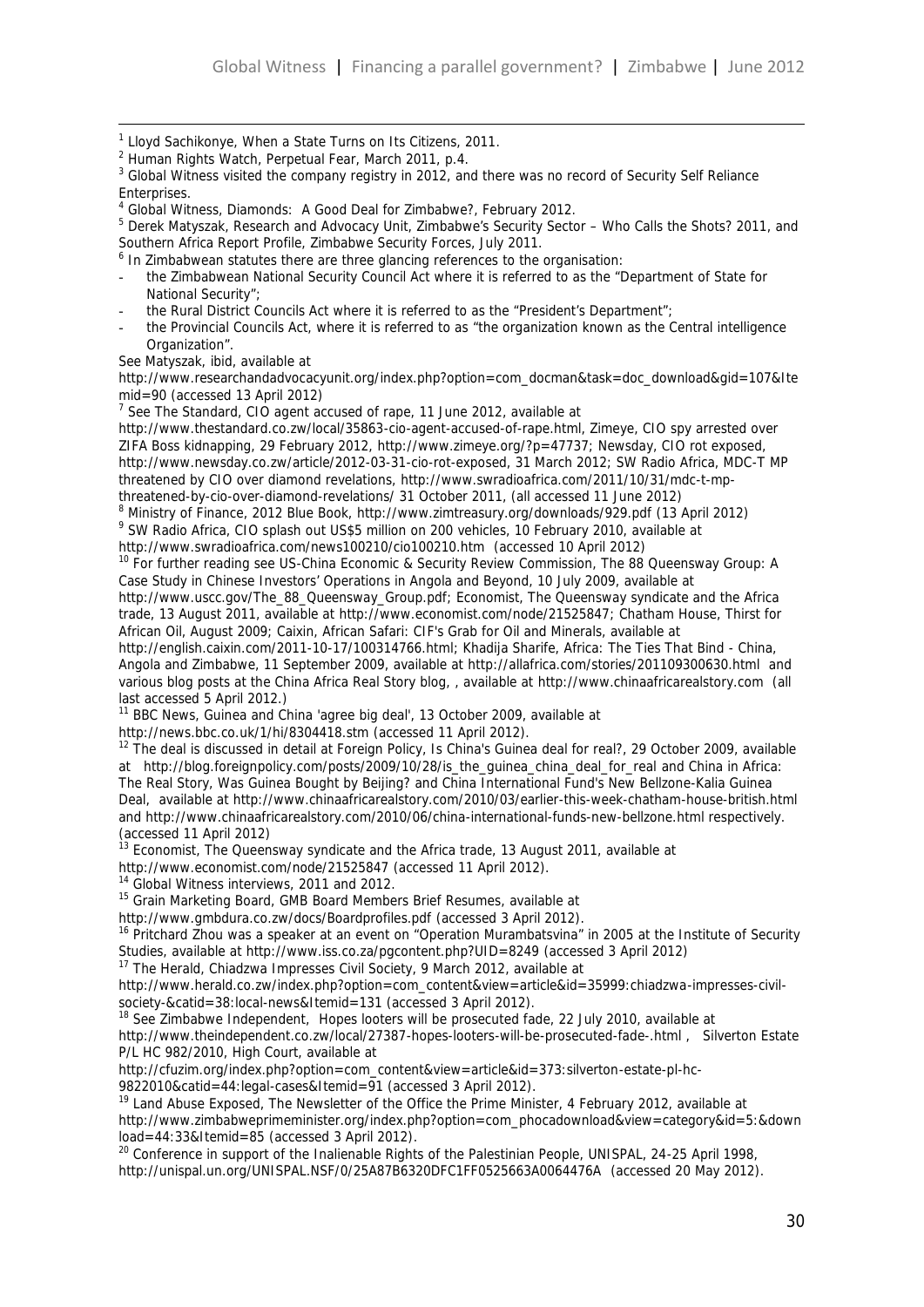[1] Lloyd Sachikonye, When a State Turns on Its Citizens, 2011.

[2] Human Rights Watch, Perpetual Fear, March 2011, p.4.

[3] Global Witness visited the company registry in 2012, and there was no record of Security Self Reliance Enterprises.

[4] Global Witness, Diamonds: A Good Deal for Zimbabwe?, February 2012.

[5] Derek Matyszak, Research and Advocacy Unit, Zimbabwe's Security Sector – Who Calls the Shots? 2011, and Southern Africa Report Profile, Zimbabwe Security Forces, July 2011.

[6] In Zimbabwean statutes there are three glancing references to the organisation:

- the Zimbabwean National Security Council Act where it is referred to as the "Department of State for National Security";
- the Rural District Councils Act where it is referred to as the "President's Department";
- the Provincial Councils Act, where it is referred to as "the organization known as the Central intelligence Organization".

See Matyszak, ibid, available at http://www.researchandadvocacyunit.org/index.php?option=com_docman&task=doc_download&gid=107&Itemid=90 (accessed 13 April 2012)

[7] See The Standard, CIO agent accused of rape, 11 June 2012, available at http://www.thestandard.co.zw/local/35863-cio-agent-accused-of-rape.html, Zimeye, CIO spy arrested over ZIFA Boss kidnapping, 29 February 2012, http://www.zimeye.org/?p=47737; Newsday, CIO rot exposed, http://www.newsday.co.zw/article/2012-03-31-cio-rot-exposed, 31 March 2012; SW Radio Africa, MDC-T MP threatened by CIO over diamond revelations, http://www.swradioafrica.com/2011/10/31/mdc-t-mp-threatened-by-cio-over-diamond-revelations/ 31 October 2011, (all accessed 11 June 2012)

[8] Ministry of Finance, 2012 Blue Book, http://www.zimtreasury.org/downloads/929.pdf (13 April 2012)

[9] SW Radio Africa, CIO splash out US$5 million on 200 vehicles, 10 February 2010, available at http://www.swradioafrica.com/news100210/cio100210.htm (accessed 10 April 2012)

[10] For further reading see US-China Economic & Security Review Commission, The 88 Queensway Group: A Case Study in Chinese Investors' Operations in Angola and Beyond, 10 July 2009, available at http://www.uscc.gov/The_88_Queensway_Group.pdf; Economist, The Queensway syndicate and the Africa trade, 13 August 2011, available at http://www.economist.com/node/21525847; Chatham House, Thirst for African Oil, August 2009; Caixin, African Safari: CIF's Grab for Oil and Minerals, available at http://english.caixin.com/2011-10-17/100314766.html; Khadija Sharife, Africa: The Ties That Bind - China, Angola and Zimbabwe, 11 September 2009, available at http://allafrica.com/stories/201109300630.html and various blog posts at the China Africa Real Story blog, , available at http://www.chinaafricarealstory.com (all last accessed 5 April 2012.)

[11] BBC News, Guinea and China 'agree big deal', 13 October 2009, available at http://news.bbc.co.uk/1/hi/8304418.stm (accessed 11 April 2012).

[12] The deal is discussed in detail at Foreign Policy, Is China's Guinea deal for real?, 29 October 2009, available at http://blog.foreignpolicy.com/posts/2009/10/28/is_the_guinea_china_deal_for_real and China in Africa: The Real Story, Was Guinea Bought by Beijing? and China International Fund's New Bellzone-Kalia Guinea Deal, available at http://www.chinaafricarealstory.com/2010/03/earlier-this-week-chatham-house-british.html and http://www.chinaafricarealstory.com/2010/06/china-international-funds-new-bellzone.html respectively. (accessed 11 April 2012)

[13] Economist, The Queensway syndicate and the Africa trade, 13 August 2011, available at http://www.economist.com/node/21525847 (accessed 11 April 2012).

[14] Global Witness interviews, 2011 and 2012.

[15] Grain Marketing Board, GMB Board Members Brief Resumes, available at http://www.gmbdura.co.zw/docs/Boardprofiles.pdf (accessed 3 April 2012).

[16] Pritchard Zhou was a speaker at an event on "Operation Murambatsvina" in 2005 at the Institute of Security Studies, available at http://www.iss.co.za/pgcontent.php?UID=8249 (accessed 3 April 2012)

[17] The Herald, Chiadzwa Impresses Civil Society, 9 March 2012, available at http://www.herald.co.zw/index.php?option=com_content&view=article&id=35999:chiadzwa-impresses-civil-society-&catid=38:local-news&Itemid=131 (accessed 3 April 2012).

[18] See Zimbabwe Independent, Hopes looters will be prosecuted fade, 22 July 2010, available at http://www.theindependent.co.zw/local/27387-hopes-looters-will-be-prosecuted-fade-.html , Silverton Estate P/L HC 982/2010, High Court, available at http://cfuzim.org/index.php?option=com_content&view=article&id=373:silverton-estate-pl-hc-9822010&catid=44:legal-cases&Itemid=91 (accessed 3 April 2012).

[19] Land Abuse Exposed, The Newsletter of the Office the Prime Minister, 4 February 2012, available at http://www.zimbabweprimeminister.org/index.php?option=com_phocadownload&view=category&id=5:&download=44:33&Itemid=85 (accessed 3 April 2012).

[20] Conference in support of the Inalienable Rights of the Palestinian People, UNISPAL, 24-25 April 1998, http://unispal.un.org/UNISPAL.NSF/0/25A87B6320DFC1FF0525663A0064476A (accessed 20 May 2012).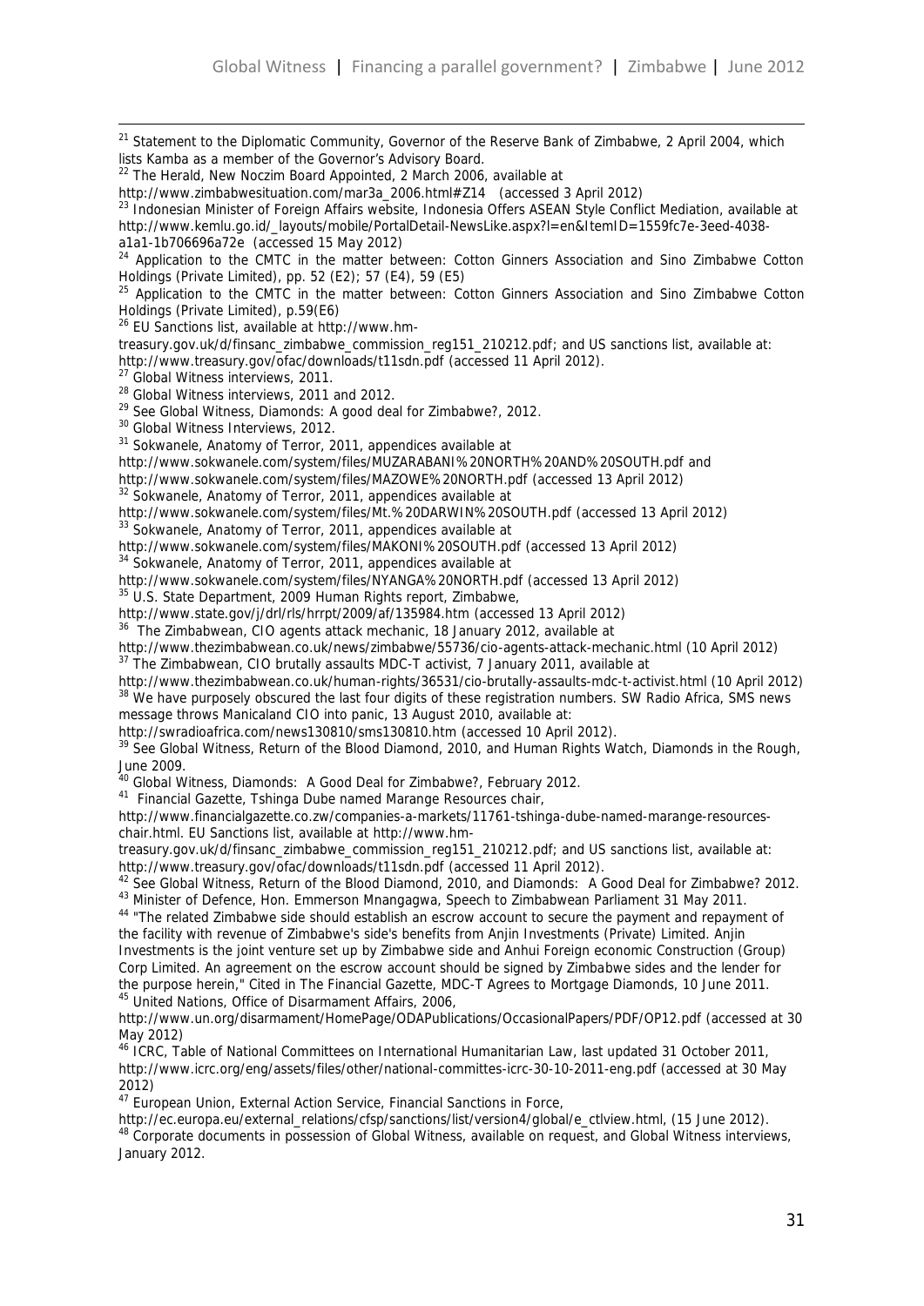[21] Statement to the Diplomatic Community, Governor of the Reserve Bank of Zimbabwe, 2 April 2004, which lists Kamba as a member of the Governor's Advisory Board.

[22] The Herald, New Noczim Board Appointed, 2 March 2006, available at http://www.zimbabwesituation.com/mar3a_2006.html#Z14 (accessed 3 April 2012)

[23] Indonesian Minister of Foreign Affairs website, Indonesia Offers ASEAN Style Conflict Mediation, available at http://www.kemlu.go.id/_layouts/mobile/PortalDetail-NewsLike.aspx?l=en&ItemID=1559fc7e-3eed-4038-a1a1-1b706696a72e (accessed 15 May 2012)

[24] Application to the CMTC in the matter between: Cotton Ginners Association and Sino Zimbabwe Cotton Holdings (Private Limited), pp. 52 (E2); 57 (E4), 59 (E5)

[25] Application to the CMTC in the matter between: Cotton Ginners Association and Sino Zimbabwe Cotton Holdings (Private Limited), p.59(E6)

[26] EU Sanctions list, available at http://www.hm-treasury.gov.uk/d/finsanc_zimbabwe_commission_reg151_210212.pdf; and US sanctions list, available at: http://www.treasury.gov/ofac/downloads/t11sdn.pdf (accessed 11 April 2012).

[27] Global Witness interviews, 2011.

[28] Global Witness interviews, 2011 and 2012.

[29] See Global Witness, Diamonds: A good deal for Zimbabwe?, 2012.

[30] Global Witness Interviews, 2012.

[31] Sokwanele, Anatomy of Terror, 2011, appendices available at http://www.sokwanele.com/system/files/MUZARABANI%20NORTH%20AND%20SOUTH.pdf and http://www.sokwanele.com/system/files/MAZOWE%20NORTH.pdf (accessed 13 April 2012)

[32] Sokwanele, Anatomy of Terror, 2011, appendices available at http://www.sokwanele.com/system/files/Mt.%20DARWIN%20SOUTH.pdf (accessed 13 April 2012)

[33] Sokwanele, Anatomy of Terror, 2011, appendices available at http://www.sokwanele.com/system/files/MAKONI%20SOUTH.pdf (accessed 13 April 2012)

[34] Sokwanele, Anatomy of Terror, 2011, appendices available at http://www.sokwanele.com/system/files/NYANGA%20NORTH.pdf (accessed 13 April 2012)

[35] U.S. State Department, 2009 Human Rights report, Zimbabwe, http://www.state.gov/j/drl/rls/hrrpt/2009/af/135984.htm (accessed 13 April 2012)

[36] The Zimbabwean, CIO agents attack mechanic, 18 January 2012, available at http://www.thezimbabwean.co.uk/news/zimbabwe/55736/cio-agents-attack-mechanic.html (10 April 2012)

[37] The Zimbabwean, CIO brutally assaults MDC-T activist, 7 January 2011, available at http://www.thezimbabwean.co.uk/human-rights/36531/cio-brutally-assaults-mdc-t-activist.html (10 April 2012)

[38] We have purposely obscured the last four digits of these registration numbers. SW Radio Africa, SMS news message throws Manicaland CIO into panic, 13 August 2010, available at: http://swradioafrica.com/news130810/sms130810.htm (accessed 10 April 2012).

[39] See Global Witness, Return of the Blood Diamond, 2010, and Human Rights Watch, Diamonds in the Rough, June 2009.

[40] Global Witness, Diamonds: A Good Deal for Zimbabwe?, February 2012.

[41] Financial Gazette, Tshinga Dube named Marange Resources chair, http://www.financialgazette.co.zw/companies-a-markets/11761-tshinga-dube-named-marange-resources-chair.html. EU Sanctions list, available at http://www.hm-treasury.gov.uk/d/finsanc_zimbabwe_commission_reg151_210212.pdf; and US sanctions list, available at: http://www.treasury.gov/ofac/downloads/t11sdn.pdf (accessed 11 April 2012).

[42] See Global Witness, Return of the Blood Diamond, 2010, and Diamonds: A Good Deal for Zimbabwe? 2012.

[43] Minister of Defence, Hon. Emmerson Mnangagwa, Speech to Zimbabwean Parliament 31 May 2011.

[44] "The related Zimbabwe side should establish an escrow account to secure the payment and repayment of the facility with revenue of Zimbabwe's side's benefits from Anjin Investments (Private) Limited. Anjin Investments is the joint venture set up by Zimbabwe side and Anhui Foreign economic Construction (Group) Corp Limited. An agreement on the escrow account should be signed by Zimbabwe sides and the lender for the purpose herein," Cited in The Financial Gazette, MDC-T Agrees to Mortgage Diamonds, 10 June 2011.

[45] United Nations, Office of Disarmament Affairs, 2006, http://www.un.org/disarmament/HomePage/ODAPublications/OccasionalPapers/PDF/OP12.pdf (accessed at 30 May 2012)

[46] ICRC, Table of National Committees on International Humanitarian Law, last updated 31 October 2011, http://www.icrc.org/eng/assets/files/other/national-committes-icrc-30-10-2011-eng.pdf (accessed at 30 May 2012)

[47] European Union, External Action Service, Financial Sanctions in Force, http://ec.europa.eu/external_relations/cfsp/sanctions/list/version4/global/e_ctlview.html, (15 June 2012).

[48] Corporate documents in possession of Global Witness, available on request, and Global Witness interviews, January 2012.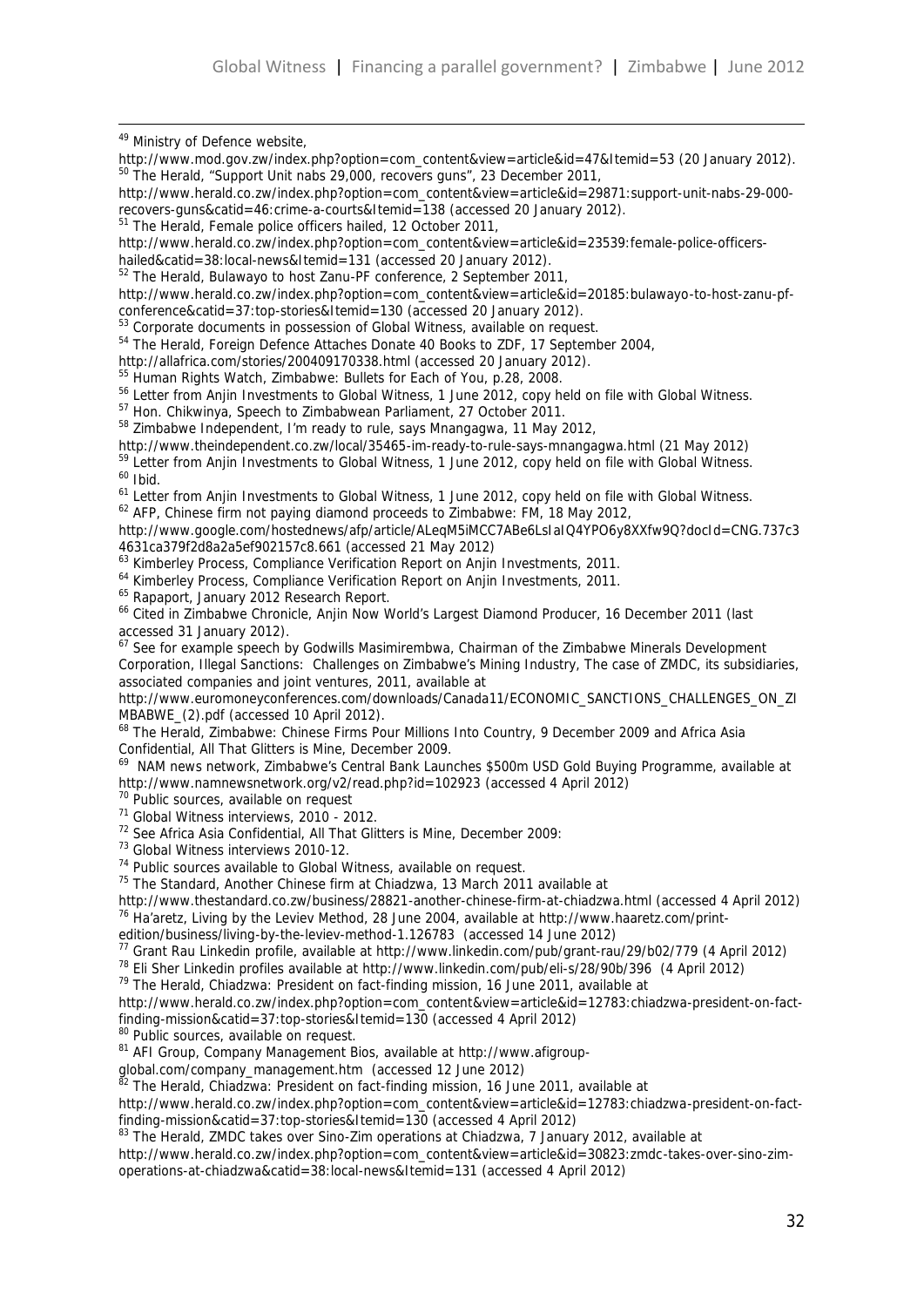[49] Ministry of Defence website, http://www.mod.gov.zw/index.php?option=com_content&view=article&id=47&Itemid=53 (20 January 2012).

[50] The Herald, "Support Unit nabs 29,000, recovers guns", 23 December 2011, http://www.herald.co.zw/index.php?option=com_content&view=article&id=29871:support-unit-nabs-29-000-recovers-guns&catid=46:crime-a-courts&Itemid=138 (accessed 20 January 2012).

[51] The Herald, Female police officers hailed, 12 October 2011, http://www.herald.co.zw/index.php?option=com_content&view=article&id=23539:female-police-officers-hailed&catid=38:local-news&Itemid=131 (accessed 20 January 2012).

[52] The Herald, Bulawayo to host Zanu-PF conference, 2 September 2011, http://www.herald.co.zw/index.php?option=com_content&view=article&id=20185:bulawayo-to-host-zanu-pf-conference&catid=37:top-stories&Itemid=130 (accessed 20 January 2012).

[53] Corporate documents in possession of Global Witness, available on request.

[54] The Herald, Foreign Defence Attaches Donate 40 Books to ZDF, 17 September 2004, http://allafrica.com/stories/200409170338.html (accessed 20 January 2012).

[55] Human Rights Watch, Zimbabwe: Bullets for Each of You, p.28, 2008.

[56] Letter from Anjin Investments to Global Witness, 1 June 2012, copy held on file with Global Witness.

[57] Hon. Chikwinya, Speech to Zimbabwean Parliament, 27 October 2011.

[58] Zimbabwe Independent, I'm ready to rule, says Mnangagwa, 11 May 2012, http://www.theindependent.co.zw/local/35465-im-ready-to-rule-says-mnangagwa.html (21 May 2012)

[59] Letter from Anjin Investments to Global Witness, 1 June 2012, copy held on file with Global Witness.

[60] Ibid.

[61] Letter from Anjin Investments to Global Witness, 1 June 2012, copy held on file with Global Witness.

[62] AFP, Chinese firm not paying diamond proceeds to Zimbabwe: FM, 18 May 2012, http://www.google.com/hostednews/afp/article/ALeqM5iMCC7ABe6LsIaIQ4YPO6y8XXfw9Q?docId=CNG.737c34631ca379f2d8a2a5ef902157c8.661 (accessed 21 May 2012)

[63] Kimberley Process, Compliance Verification Report on Anjin Investments, 2011.

[64] Kimberley Process, Compliance Verification Report on Anjin Investments, 2011.

[65] Rapaport, January 2012 Research Report.

[66] Cited in Zimbabwe Chronicle, Anjin Now World's Largest Diamond Producer, 16 December 2011 (last accessed 31 January 2012).

[67] See for example speech by Godwills Masimirembwa, Chairman of the Zimbabwe Minerals Development Corporation, Illegal Sanctions: Challenges on Zimbabwe's Mining Industry, The case of ZMDC, its subsidiaries, associated companies and joint ventures, 2011, available at http://www.euromoneyconferences.com/downloads/Canada11/ECONOMIC_SANCTIONS_CHALLENGES_ON_ZIMBABWE_(2).pdf (accessed 10 April 2012).

[68] The Herald, Zimbabwe: Chinese Firms Pour Millions Into Country, 9 December 2009 and Africa Asia Confidential, All That Glitters is Mine, December 2009.

[69] NAM news network, Zimbabwe's Central Bank Launches $500m USD Gold Buying Programme, available at http://www.namnewsnetwork.org/v2/read.php?id=102923 (accessed 4 April 2012)

[70] Public sources, available on request

[71] Global Witness interviews, 2010 - 2012.

[72] See Africa Asia Confidential, All That Glitters is Mine, December 2009:

[73] Global Witness interviews 2010-12.

[74] Public sources available to Global Witness, available on request.

[75] The Standard, Another Chinese firm at Chiadzwa, 13 March 2011 available at http://www.thestandard.co.zw/business/28821-another-chinese-firm-at-chiadzwa.html (accessed 4 April 2012)

[76] Ha'aretz, Living by the Leviev Method, 28 June 2004, available at http://www.haaretz.com/print-edition/business/living-by-the-leviev-method-1.126783 (accessed 14 June 2012)

[77] Grant Rau Linkedin profile, available at http://www.linkedin.com/pub/grant-rau/29/b02/779 (4 April 2012)

[78] Eli Sher Linkedin profiles available at http://www.linkedin.com/pub/eli-s/28/90b/396 (4 April 2012)

[79] The Herald, Chiadzwa: President on fact-finding mission, 16 June 2011, available at http://www.herald.co.zw/index.php?option=com_content&view=article&id=12783:chiadzwa-president-on-fact-finding-mission&catid=37:top-stories&Itemid=130 (accessed 4 April 2012)

[80] Public sources, available on request.

[81] AFI Group, Company Management Bios, available at http://www.afigroup-global.com/company_management.htm (accessed 12 June 2012)

[82] The Herald, Chiadzwa: President on fact-finding mission, 16 June 2011, available at http://www.herald.co.zw/index.php?option=com_content&view=article&id=12783:chiadzwa-president-on-fact-finding-mission&catid=37:top-stories&Itemid=130 (accessed 4 April 2012)

[83] The Herald, ZMDC takes over Sino-Zim operations at Chiadzwa, 7 January 2012, available at http://www.herald.co.zw/index.php?option=com_content&view=article&id=30823:zmdc-takes-over-sino-zim-operations-at-chiadzwa&catid=38:local-news&Itemid=131 (accessed 4 April 2012)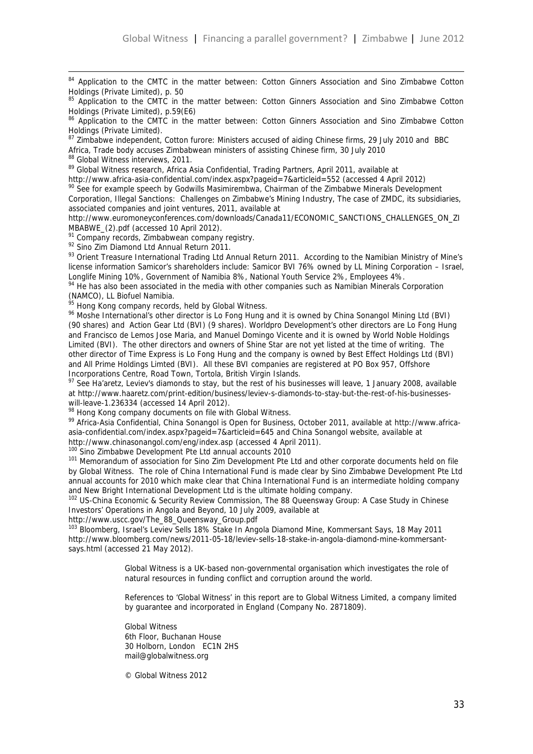[84] Application to the CMTC in the matter between: Cotton Ginners Association and Sino Zimbabwe Cotton Holdings (Private Limited), p. 50

[85] Application to the CMTC in the matter between: Cotton Ginners Association and Sino Zimbabwe Cotton Holdings (Private Limited), p.59(E6)

[86] Application to the CMTC in the matter between: Cotton Ginners Association and Sino Zimbabwe Cotton Holdings (Private Limited).

[87] Zimbabwe independent, Cotton furore: Ministers accused of aiding Chinese firms, 29 July 2010 and BBC Africa, Trade body accuses Zimbabwean ministers of assisting Chinese firm, 30 July 2010

[88] Global Witness interviews, 2011.

[89] Global Witness research, Africa Asia Confidential, Trading Partners, April 2011, available at http://www.africa-asia-confidential.com/index.aspx?pageid=7&articleid=552 (accessed 4 April 2012)

[90] See for example speech by Godwills Masimirembwa, Chairman of the Zimbabwe Minerals Development Corporation, Illegal Sanctions: Challenges on Zimbabwe's Mining Industry, The case of ZMDC, its subsidiaries, associated companies and joint ventures, 2011, available at http://www.euromoneyconferences.com/downloads/Canada11/ECONOMIC_SANCTIONS_CHALLENGES_ON_ZIMBABWE_(2).pdf (accessed 10 April 2012).

[91] Company records, Zimbabwean company registry.

[92] Sino Zim Diamond Ltd Annual Return 2011.

[93] Orient Treasure International Trading Ltd Annual Return 2011. According to the Namibian Ministry of Mine's license information Samicor's shareholders include: Samicor BVI 76% owned by LL Mining Corporation – Israel, Longlife Mining 10%, Government of Namibia 8%, National Youth Service 2%, Employees 4%.

[94] He has also been associated in the media with other companies such as Namibian Minerals Corporation (NAMCO), LL Biofuel Namibia.

[95] Hong Kong company records, held by Global Witness.

[96] Moshe International's other director is Lo Fong Hung and it is owned by China Sonangol Mining Ltd (BVI) (90 shares) and Action Gear Ltd (BVI) (9 shares). Worldpro Development's other directors are Lo Fong Hung and Francisco de Lemos Jose Maria, and Manuel Domingo Vicente and it is owned by World Noble Holdings Limited (BVI). The other directors and owners of Shine Star are not yet listed at the time of writing. The other director of Time Express is Lo Fong Hung and the company is owned by Best Effect Holdings Ltd (BVI) and All Prime Holdings Limted (BVI). All these BVI companies are registered at PO Box 957, Offshore Incorporations Centre, Road Town, Tortola, British Virgin Islands.

[97] See Ha'aretz, Leviev's diamonds to stay, but the rest of his businesses will leave, 1 January 2008, available at http://www.haaretz.com/print-edition/business/leviev-s-diamonds-to-stay-but-the-rest-of-his-businesses-will-leave-1.236334 (accessed 14 April 2012).

[98] Hong Kong company documents on file with Global Witness.

[99] Africa-Asia Confidential, China Sonangol is Open for Business, October 2011, available at http://www.africa-asia-confidential.com/index.aspx?pageid=7&articleid=645 and China Sonangol website, available at http://www.chinasonangol.com/eng/index.asp (accessed 4 April 2011).

[100] Sino Zimbabwe Development Pte Ltd annual accounts 2010

[101] Memorandum of association for Sino Zim Development Pte Ltd and other corporate documents held on file by Global Witness. The role of China International Fund is made clear by Sino Zimbabwe Development Pte Ltd annual accounts for 2010 which make clear that China International Fund is an intermediate holding company and New Bright International Development Ltd is the ultimate holding company.

[102] US-China Economic & Security Review Commission, The 88 Queensway Group: A Case Study in Chinese Investors' Operations in Angola and Beyond, 10 July 2009, available at http://www.uscc.gov/The_88_Queensway_Group.pdf

[103] Bloomberg, Israel's Leviev Sells 18% Stake In Angola Diamond Mine, Kommersant Says, 18 May 2011 http://www.bloomberg.com/news/2011-05-18/leviev-sells-18-stake-in-angola-diamond-mine-kommersant-says.html (accessed 21 May 2012).

Global Witness is a UK-based non-governmental organisation which investigates the role of natural resources in funding conflict and corruption around the world.

References to 'Global Witness' in this report are to Global Witness Limited, a company limited by guarantee and incorporated in England (Company No. 2871809).

Global Witness  
6th Floor, Buchanan House  
30 Holborn, London EC1N 2HS  
mail@globalwitness.org

© Global Witness 2012